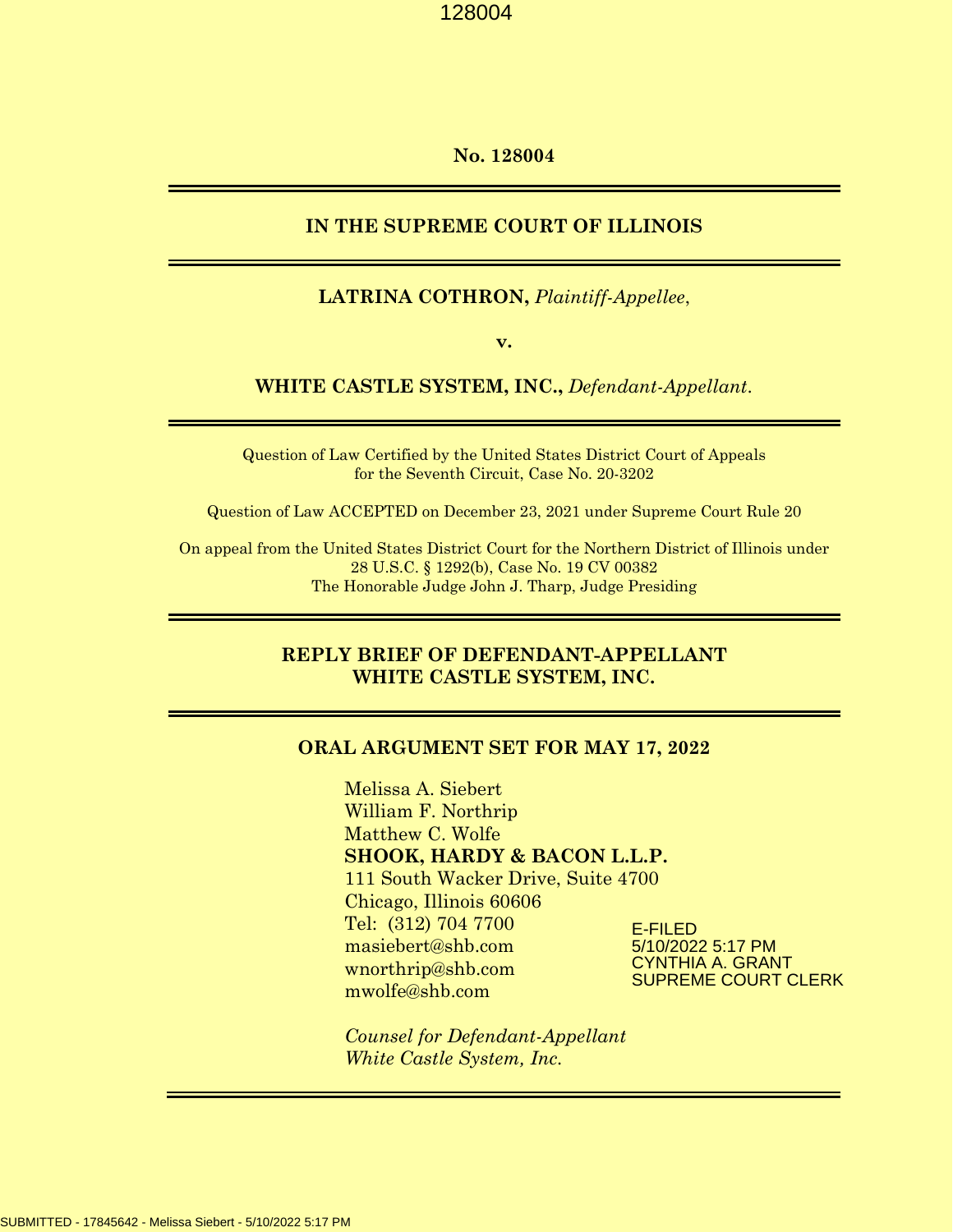No. 128004

# IN THE SUPREME COURT OF ILLINOIS

**LATRINA COTHRON,** *Plaintiff-Appellee*,

**v.**

**WHITE CASTLE SYSTEM, INC.,** *Defendant-Appellant*.

Question of Law Certified by the United States District Court of Appeals for the Seventh Circuit, Case No. 20-3202

Question of Law ACCEPTED on December 23, 2021 under Supreme Court Rule 20

On appeal from the United States District Court for the Northern District of Illinois under 28 U.S.C. § 1292(b), Case No. 19 CV 00382
The Honorable Judge John J. Tharp, Judge Presiding

## REPLY BRIEF OF DEFENDANT-APPELLANT WHITE CASTLE SYSTEM, INC.

## ORAL ARGUMENT SET FOR MAY 17, 2022

Melissa A. Siebert
William F. Northrip
Matthew C. Wolfe
**SHOOK, HARDY & BACON L.L.P.**
111 South Wacker Drive, Suite 4700
Chicago, Illinois 60606
Tel: (312) 704 7700
masiebert@shb.com
wnorthrip@shb.com
mwolfe@shb.com

*Counsel for Defendant-Appellant White Castle System, Inc.*

E-FILED
5/10/2022 5:17 PM
CYNTHIA A. GRANT
SUPREME COURT CLERK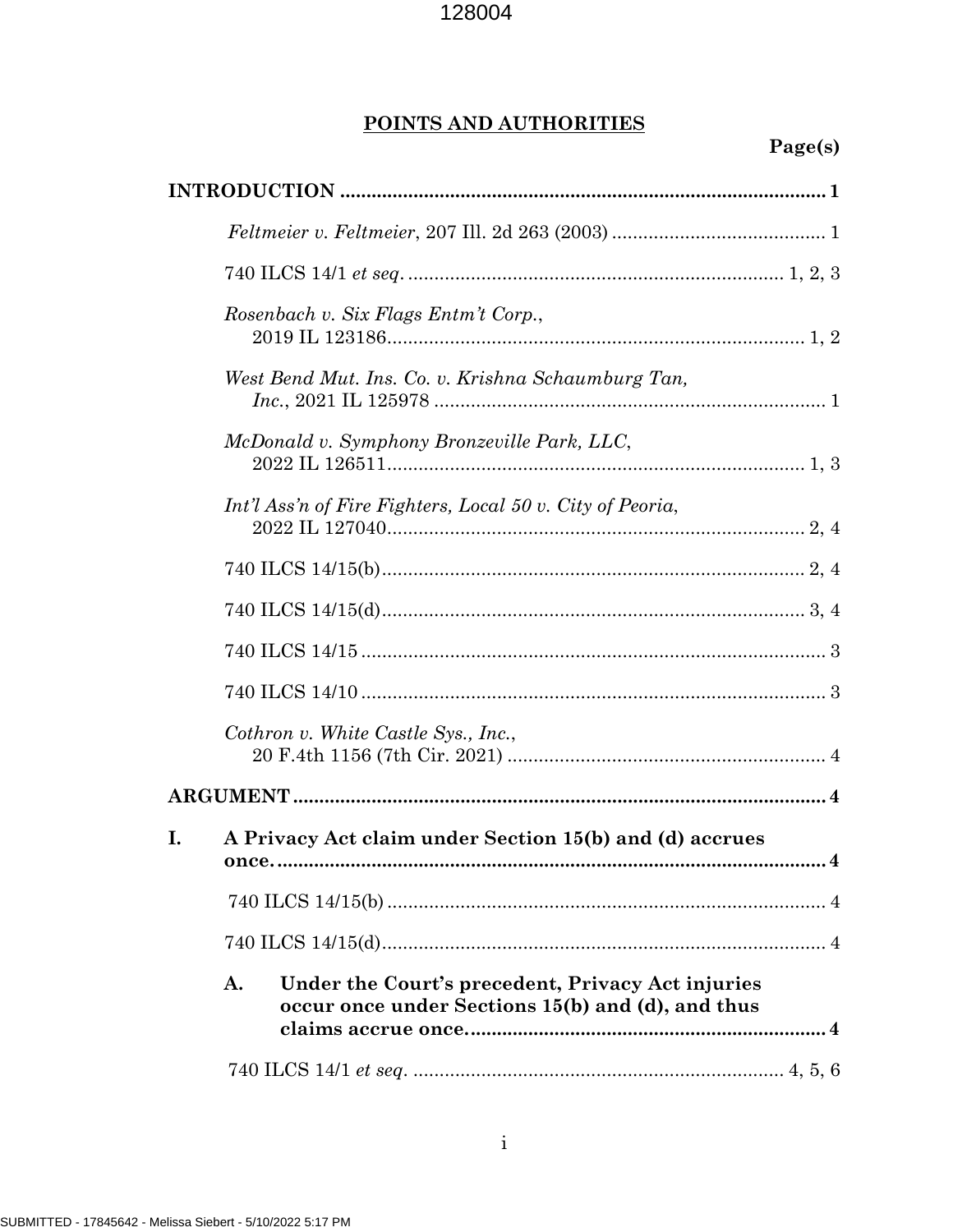## POINTS AND AUTHORITIES

**Page(s)**

**INTRODUCTION** .......... **1**

*Feltmeier v. Feltmeier*, 207 Ill. 2d 263 (2003) .......... 1

740 ILCS 14/1 *et seq*. .......... 1, 2, 3

*Rosenbach v. Six Flags Entm't Corp.*, 2019 IL 123186 .......... 1, 2

*West Bend Mut. Ins. Co. v. Krishna Schaumburg Tan, Inc.*, 2021 IL 125978 .......... 1

*McDonald v. Symphony Bronzeville Park, LLC*, 2022 IL 126511 .......... 1, 3

*Int'l Ass'n of Fire Fighters, Local 50 v. City of Peoria*, 2022 IL 127040 .......... 2, 4

740 ILCS 14/15(b) .......... 2, 4

740 ILCS 14/15(d) .......... 3, 4

740 ILCS 14/15 .......... 3

740 ILCS 14/10 .......... 3

*Cothron v. White Castle Sys., Inc.*, 20 F.4th 1156 (7th Cir. 2021) .......... 4

**ARGUMENT** .......... **4**

**I. A Privacy Act claim under Section 15(b) and (d) accrues once.** .......... **4**

740 ILCS 14/15(b) .......... 4

740 ILCS 14/15(d) .......... 4

**A. Under the Court's precedent, Privacy Act injuries occur once under Sections 15(b) and (d), and thus claims accrue once.** .......... **4**

740 ILCS 14/1 *et seq*. .......... 4, 5, 6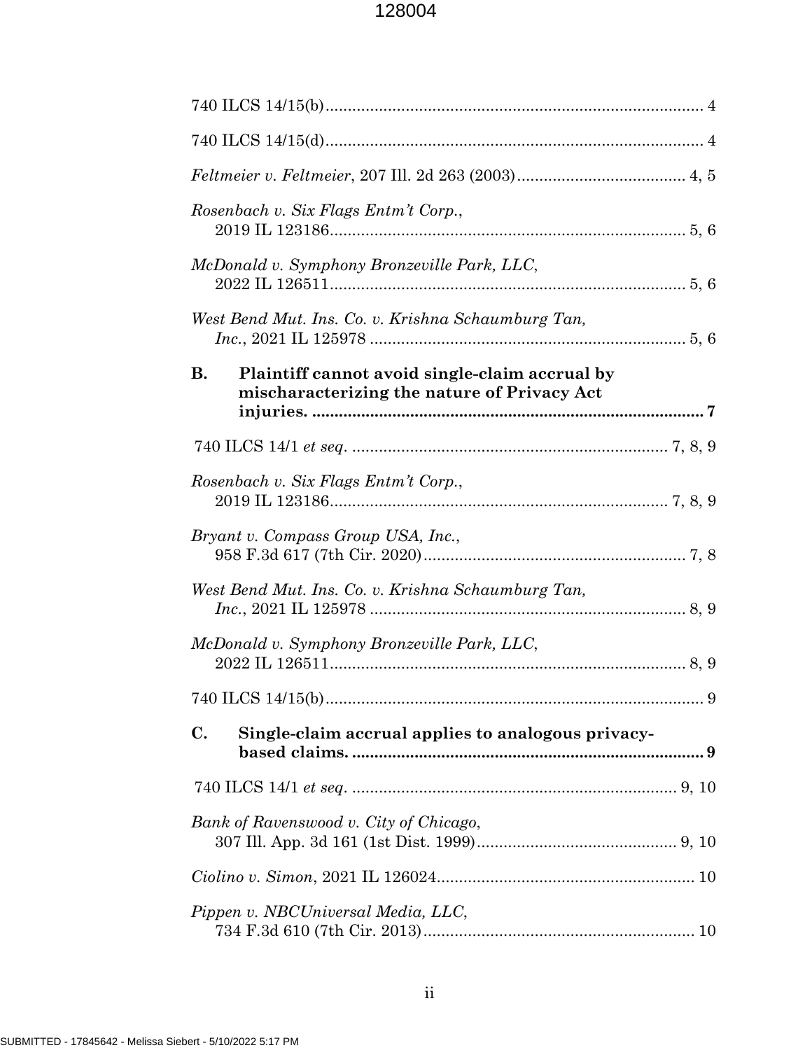740 ILCS 14/15(b) ..................................................................................... 4

740 ILCS 14/15(d) ..................................................................................... 4

*Feltmeier v. Feltmeier*, 207 Ill. 2d 263 (2003) ...................................... 4, 5

*Rosenbach v. Six Flags Entm't Corp.*,
2019 IL 123186 ................................................................................ 5, 6

*McDonald v. Symphony Bronzeville Park, LLC*,
2022 IL 126511 ................................................................................ 5, 6

*West Bend Mut. Ins. Co. v. Krishna Schaumburg Tan, Inc.*, 2021 IL 125978 ....................................................................... 5, 6

**B. Plaintiff cannot avoid single-claim accrual by mischaracterizing the nature of Privacy Act injuries. ....................................................................................... 7**

740 ILCS 14/1 *et seq.* ...................................................................... 7, 8, 9

*Rosenbach v. Six Flags Entm't Corp.*,
2019 IL 123186 ........................................................................... 7, 8, 9

*Bryant v. Compass Group USA, Inc.*,
958 F.3d 617 (7th Cir. 2020) ........................................................... 7, 8

*West Bend Mut. Ins. Co. v. Krishna Schaumburg Tan, Inc.*, 2021 IL 125978 ....................................................................... 8, 9

*McDonald v. Symphony Bronzeville Park, LLC*,
2022 IL 126511 ................................................................................ 8, 9

740 ILCS 14/15(b) ..................................................................................... 9

**C. Single-claim accrual applies to analogous privacy-based claims. .............................................................................. 9**

740 ILCS 14/1 *et seq.* ......................................................................... 9, 10

*Bank of Ravenswood v. City of Chicago*,
307 Ill. App. 3d 161 (1st Dist. 1999) ............................................. 9, 10

*Ciolino v. Simon*, 2021 IL 126024 .......................................................... 10

*Pippen v. NBCUniversal Media, LLC*,
734 F.3d 610 (7th Cir. 2013) ............................................................. 10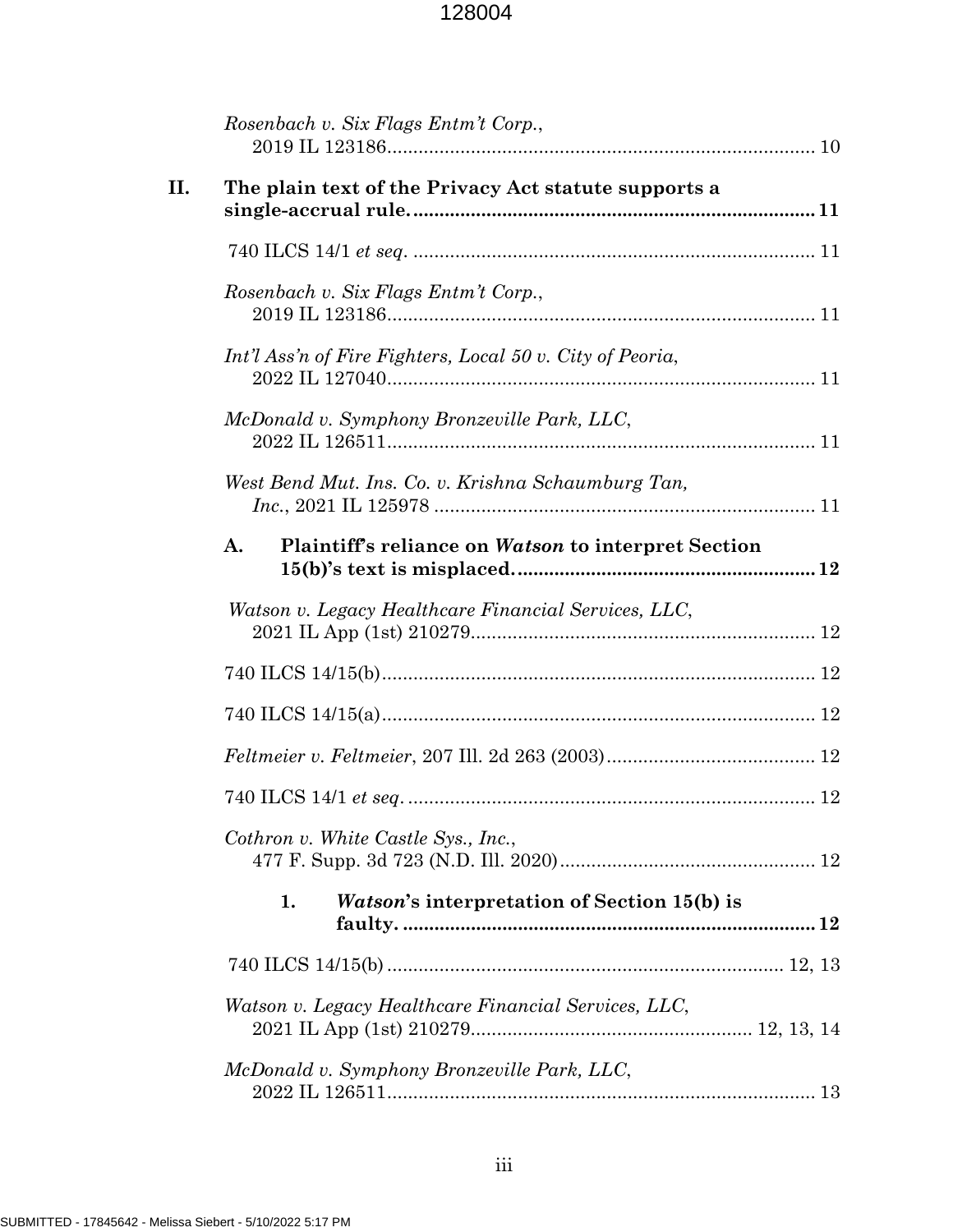*Rosenbach v. Six Flags Entm't Corp.*,
2019 IL 123186 .................................................................................. 10

**II. The plain text of the Privacy Act statute supports a single-accrual rule. .......................................................................... 11**

740 ILCS 14/1 *et seq.* ............................................................................ 11

*Rosenbach v. Six Flags Entm't Corp.*,
2019 IL 123186 .................................................................................. 11

*Int'l Ass'n of Fire Fighters, Local 50 v. City of Peoria*,
2022 IL 127040 .................................................................................. 11

*McDonald v. Symphony Bronzeville Park, LLC*,
2022 IL 126511 .................................................................................. 11

*West Bend Mut. Ins. Co. v. Krishna Schaumburg Tan, Inc.*, 2021 IL 125978 ......................................................................... 11

**A. Plaintiff's reliance on *Watson* to interpret Section 15(b)'s text is misplaced. ........................................................ 12**

*Watson v. Legacy Healthcare Financial Services, LLC*,
2021 IL App (1st) 210279 .................................................................. 12

740 ILCS 14/15(b) .................................................................................. 12

740 ILCS 14/15(a) .................................................................................. 12

*Feltmeier v. Feltmeier*, 207 Ill. 2d 263 (2003) ........................................ 12

740 ILCS 14/1 *et seq*. ............................................................................. 12

*Cothron v. White Castle Sys., Inc.*,
477 F. Supp. 3d 723 (N.D. Ill. 2020) ................................................ 12

**1. *Watson*'s interpretation of Section 15(b) is faulty. ............................................................................. 12**

740 ILCS 14/15(b) ........................................................................... 12, 13

*Watson v. Legacy Healthcare Financial Services, LLC*,
2021 IL App (1st) 210279 .................................................... 12, 13, 14

*McDonald v. Symphony Bronzeville Park, LLC*,
2022 IL 126511 .................................................................................. 13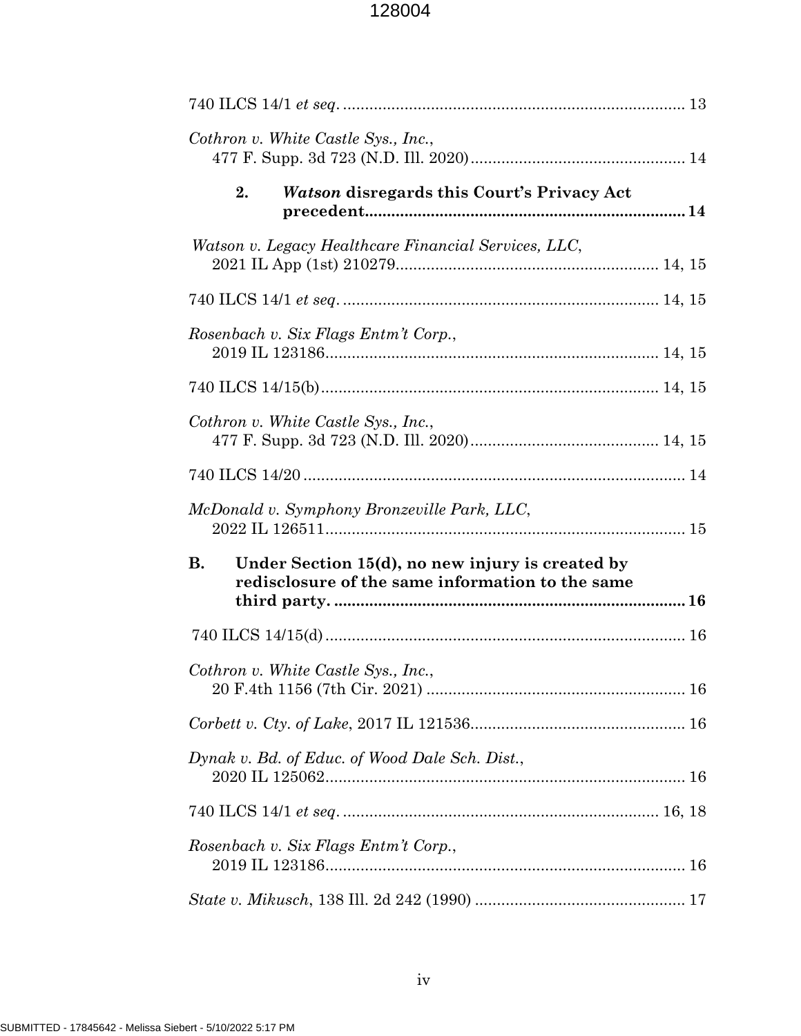740 ILCS 14/1 *et seq*. ............................................................................ 13

*Cothron v. White Castle Sys., Inc.*,
477 F. Supp. 3d 723 (N.D. Ill. 2020)................................................ 14

**2. *Watson* disregards this Court's Privacy Act precedent....................................................................... 14**

*Watson v. Legacy Healthcare Financial Services, LLC*,
2021 IL App (1st) 210279........................................................... 14, 15

740 ILCS 14/1 *et seq*. ....................................................................... 14, 15

*Rosenbach v. Six Flags Entm't Corp.*,
2019 IL 123186........................................................................... 14, 15

740 ILCS 14/15(b)........................................................................... 14, 15

*Cothron v. White Castle Sys., Inc.*,
477 F. Supp. 3d 723 (N.D. Ill. 2020).......................................... 14, 15

740 ILCS 14/20 ..................................................................................... 14

*McDonald v. Symphony Bronzeville Park, LLC*,
2022 IL 126511................................................................................. 15

**B. Under Section 15(d), no new injury is created by redisclosure of the same information to the same third party. .............................................................................. 16**

740 ILCS 14/15(d)................................................................................. 16

*Cothron v. White Castle Sys., Inc.*,
20 F.4th 1156 (7th Cir. 2021) .......................................................... 16

*Corbett v. Cty. of Lake*, 2017 IL 121536................................................ 16

*Dynak v. Bd. of Educ. of Wood Dale Sch. Dist.*,
2020 IL 125062................................................................................. 16

740 ILCS 14/1 *et seq*. ....................................................................... 16, 18

*Rosenbach v. Six Flags Entm't Corp.*,
2019 IL 123186................................................................................. 16

*State v. Mikusch*, 138 Ill. 2d 242 (1990) ............................................... 17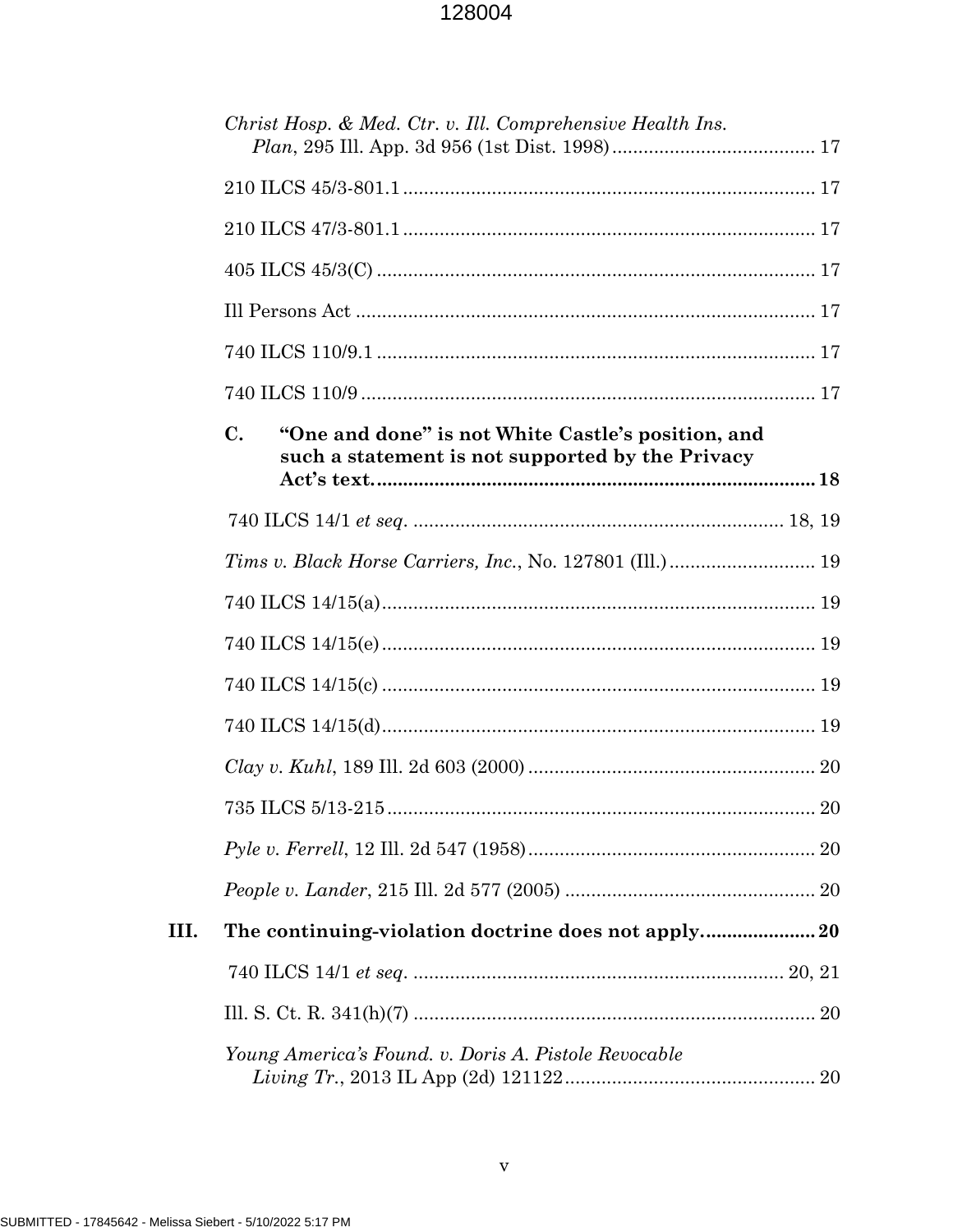*Christ Hosp. & Med. Ctr. v. Ill. Comprehensive Health Ins. Plan*, 295 Ill. App. 3d 956 (1st Dist. 1998) ....................................... 17

210 ILCS 45/3-801.1 ............................................................................... 17

210 ILCS 47/3-801.1 ............................................................................... 17

405 ILCS 45/3(C) .................................................................................... 17

Ill Persons Act ......................................................................................... 17

740 ILCS 110/9.1 .................................................................................... 17

740 ILCS 110/9 ........................................................................................ 17

**C. "One and done" is not White Castle's position, and such a statement is not supported by the Privacy Act's text. .................................................................................... 18**

740 ILCS 14/1 *et seq.* ........................................................................ 18, 19

*Tims v. Black Horse Carriers, Inc.*, No. 127801 (Ill.) ............................ 19

740 ILCS 14/15(a) ................................................................................... 19

740 ILCS 14/15(e) ................................................................................... 19

740 ILCS 14/15(c) ................................................................................... 19

740 ILCS 14/15(d) ................................................................................... 19

*Clay v. Kuhl*, 189 Ill. 2d 603 (2000) ....................................................... 20

735 ILCS 5/13-215 .................................................................................. 20

*Pyle v. Ferrell*, 12 Ill. 2d 547 (1958) ....................................................... 20

*People v. Lander*, 215 Ill. 2d 577 (2005) ................................................ 20

**III. The continuing-violation doctrine does not apply. ..................... 20**

740 ILCS 14/1 *et seq.* ........................................................................ 20, 21

Ill. S. Ct. R. 341(h)(7) ............................................................................. 20

*Young America's Found. v. Doris A. Pistole Revocable Living Tr.*, 2013 IL App (2d) 121122 ................................................ 20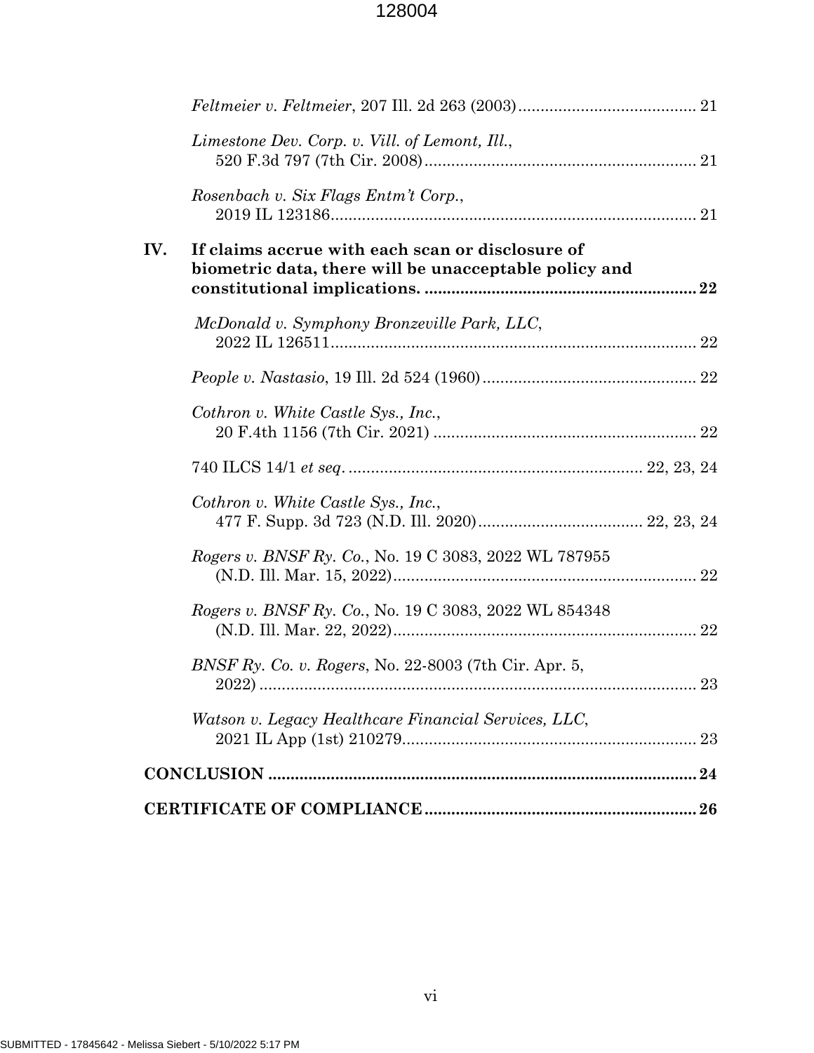*Feltmeier v. Feltmeier*, 207 Ill. 2d 263 (2003)........................................ 21

*Limestone Dev. Corp. v. Vill. of Lemont, Ill.*, 520 F.3d 797 (7th Cir. 2008)............................................................ 21

*Rosenbach v. Six Flags Entm't Corp.*, 2019 IL 123186................................................................................. 21

**IV. If claims accrue with each scan or disclosure of biometric data, there will be unacceptable policy and constitutional implications. ............................................................ 22**

*McDonald v. Symphony Bronzeville Park, LLC*, 2022 IL 126511................................................................................. 22

*People v. Nastasio*, 19 Ill. 2d 524 (1960)................................................ 22

*Cothron v. White Castle Sys., Inc.*, 20 F.4th 1156 (7th Cir. 2021) .......................................................... 22

740 ILCS 14/1 *et seq*. ................................................................. 22, 23, 24

*Cothron v. White Castle Sys., Inc.*, 477 F. Supp. 3d 723 (N.D. Ill. 2020).................................... 22, 23, 24

*Rogers v. BNSF Ry. Co.*, No. 19 C 3083, 2022 WL 787955 (N.D. Ill. Mar. 15, 2022).................................................................... 22

*Rogers v. BNSF Ry. Co.*, No. 19 C 3083, 2022 WL 854348 (N.D. Ill. Mar. 22, 2022).................................................................... 22

*BNSF Ry. Co. v. Rogers*, No. 22-8003 (7th Cir. Apr. 5, 2022) .................................................................................................. 23

*Watson v. Legacy Healthcare Financial Services, LLC*, 2021 IL App (1st) 210279.................................................................. 23

**CONCLUSION ................................................................................................ 24**

**CERTIFICATE OF COMPLIANCE............................................................ 26**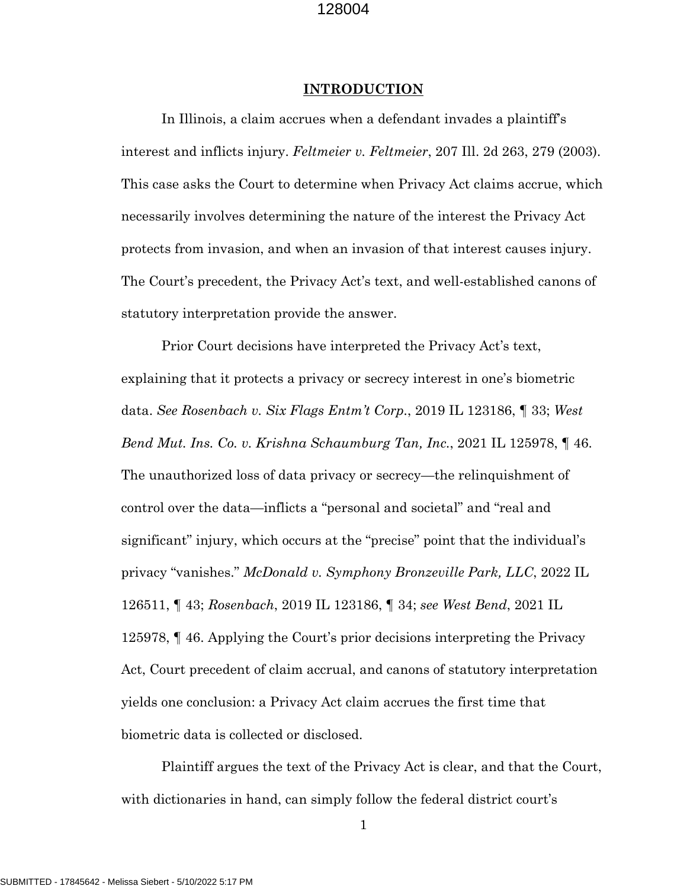## INTRODUCTION

In Illinois, a claim accrues when a defendant invades a plaintiff's interest and inflicts injury. *Feltmeier v. Feltmeier*, 207 Ill. 2d 263, 279 (2003). This case asks the Court to determine when Privacy Act claims accrue, which necessarily involves determining the nature of the interest the Privacy Act protects from invasion, and when an invasion of that interest causes injury. The Court's precedent, the Privacy Act's text, and well-established canons of statutory interpretation provide the answer.

Prior Court decisions have interpreted the Privacy Act's text, explaining that it protects a privacy or secrecy interest in one's biometric data. *See Rosenbach v. Six Flags Entm't Corp.*, 2019 IL 123186, ¶ 33; *West Bend Mut. Ins. Co. v. Krishna Schaumburg Tan, Inc.*, 2021 IL 125978, ¶ 46. The unauthorized loss of data privacy or secrecy—the relinquishment of control over the data—inflicts a "personal and societal" and "real and significant" injury, which occurs at the "precise" point that the individual's privacy "vanishes." *McDonald v. Symphony Bronzeville Park, LLC*, 2022 IL 126511, ¶ 43; *Rosenbach*, 2019 IL 123186, ¶ 34; *see West Bend*, 2021 IL 125978, ¶ 46. Applying the Court's prior decisions interpreting the Privacy Act, Court precedent of claim accrual, and canons of statutory interpretation yields one conclusion: a Privacy Act claim accrues the first time that biometric data is collected or disclosed.

Plaintiff argues the text of the Privacy Act is clear, and that the Court, with dictionaries in hand, can simply follow the federal district court's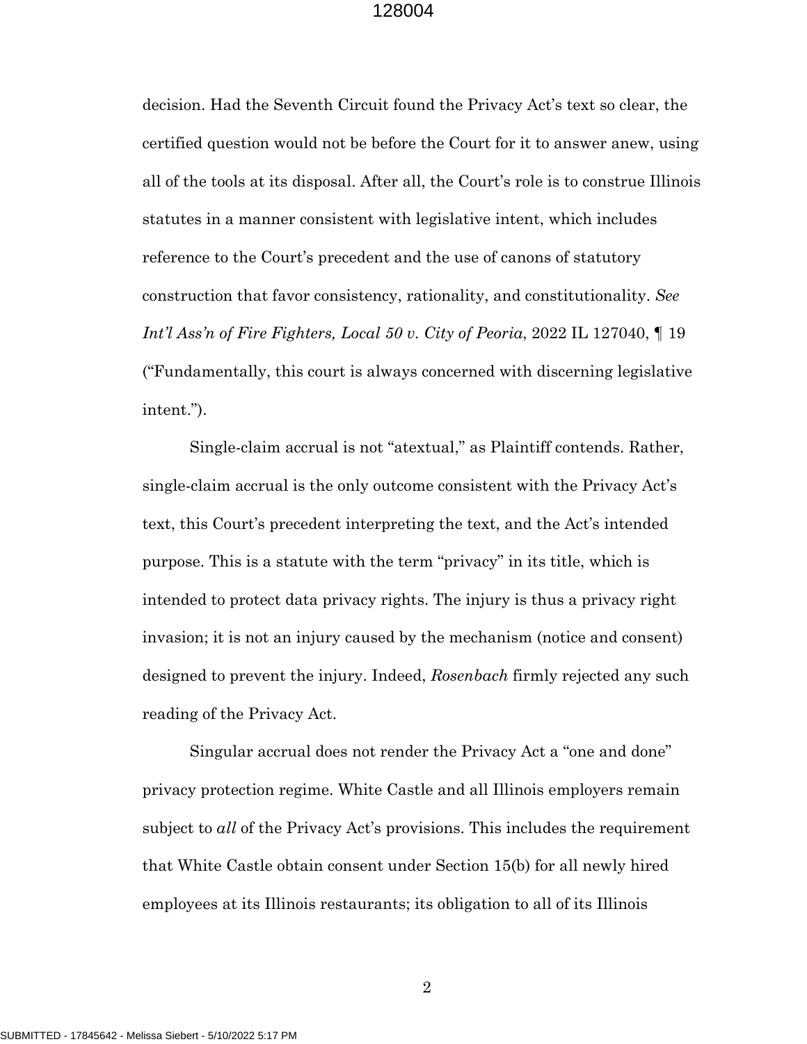decision. Had the Seventh Circuit found the Privacy Act's text so clear, the certified question would not be before the Court for it to answer anew, using all of the tools at its disposal. After all, the Court's role is to construe Illinois statutes in a manner consistent with legislative intent, which includes reference to the Court's precedent and the use of canons of statutory construction that favor consistency, rationality, and constitutionality. *See Int'l Ass'n of Fire Fighters, Local 50 v. City of Peoria*, 2022 IL 127040, ¶ 19 ("Fundamentally, this court is always concerned with discerning legislative intent.").

Single-claim accrual is not "atextual," as Plaintiff contends. Rather, single-claim accrual is the only outcome consistent with the Privacy Act's text, this Court's precedent interpreting the text, and the Act's intended purpose. This is a statute with the term "privacy" in its title, which is intended to protect data privacy rights. The injury is thus a privacy right invasion; it is not an injury caused by the mechanism (notice and consent) designed to prevent the injury. Indeed, *Rosenbach* firmly rejected any such reading of the Privacy Act.

Singular accrual does not render the Privacy Act a "one and done" privacy protection regime. White Castle and all Illinois employers remain subject to *all* of the Privacy Act's provisions. This includes the requirement that White Castle obtain consent under Section 15(b) for all newly hired employees at its Illinois restaurants; its obligation to all of its Illinois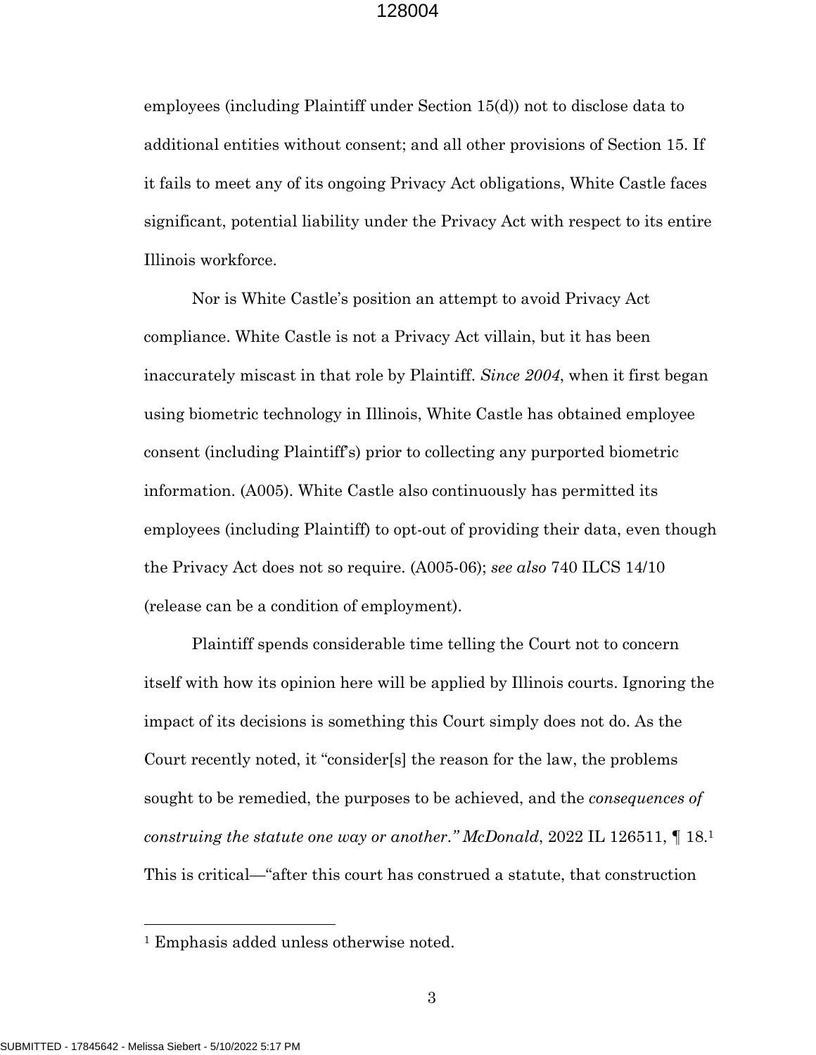employees (including Plaintiff under Section 15(d)) not to disclose data to additional entities without consent; and all other provisions of Section 15. If it fails to meet any of its ongoing Privacy Act obligations, White Castle faces significant, potential liability under the Privacy Act with respect to its entire Illinois workforce.

Nor is White Castle's position an attempt to avoid Privacy Act compliance. White Castle is not a Privacy Act villain, but it has been inaccurately miscast in that role by Plaintiff. *Since 2004*, when it first began using biometric technology in Illinois, White Castle has obtained employee consent (including Plaintiff's) prior to collecting any purported biometric information. (A005). White Castle also continuously has permitted its employees (including Plaintiff) to opt-out of providing their data, even though the Privacy Act does not so require. (A005-06); *see also* 740 ILCS 14/10 (release can be a condition of employment).

Plaintiff spends considerable time telling the Court not to concern itself with how its opinion here will be applied by Illinois courts. Ignoring the impact of its decisions is something this Court simply does not do. As the Court recently noted, it "consider[s] the reason for the law, the problems sought to be remedied, the purposes to be achieved, and the *consequences of construing the statute one way or another*." *McDonald*, 2022 IL 126511, ¶ 18.[1] This is critical—"after this court has construed a statute, that construction

[1] Emphasis added unless otherwise noted.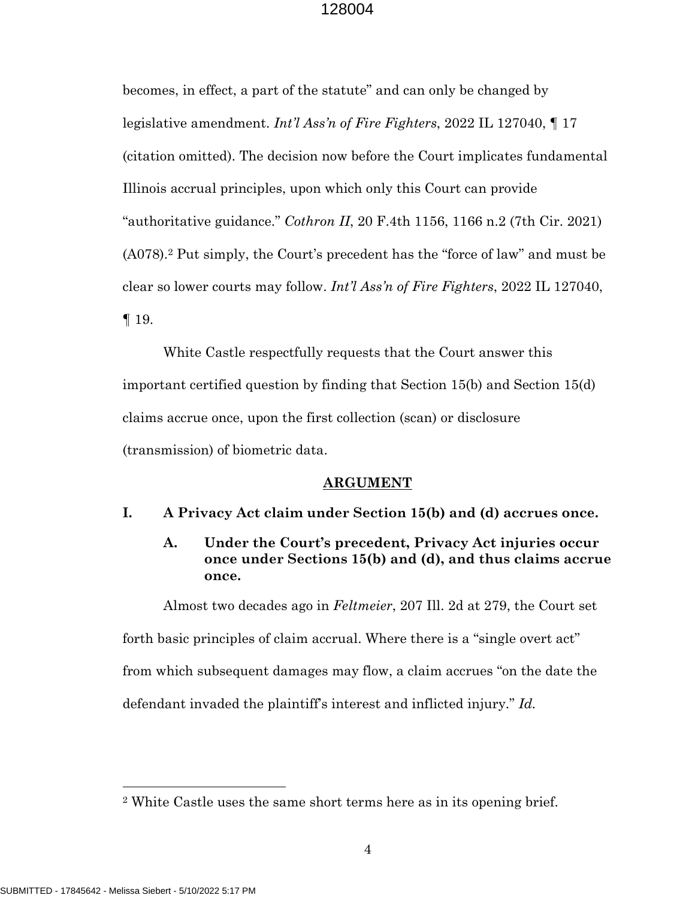becomes, in effect, a part of the statute" and can only be changed by legislative amendment. *Int'l Ass'n of Fire Fighters*, 2022 IL 127040, ¶ 17 (citation omitted). The decision now before the Court implicates fundamental Illinois accrual principles, upon which only this Court can provide "authoritative guidance." *Cothron II*, 20 F.4th 1156, 1166 n.2 (7th Cir. 2021) (A078).[2] Put simply, the Court's precedent has the "force of law" and must be clear so lower courts may follow. *Int'l Ass'n of Fire Fighters*, 2022 IL 127040, ¶ 19.

White Castle respectfully requests that the Court answer this important certified question by finding that Section 15(b) and Section 15(d) claims accrue once, upon the first collection (scan) or disclosure (transmission) of biometric data.

## ARGUMENT

### I. A Privacy Act claim under Section 15(b) and (d) accrues once.

#### A. Under the Court's precedent, Privacy Act injuries occur once under Sections 15(b) and (d), and thus claims accrue once.

Almost two decades ago in *Feltmeier*, 207 Ill. 2d at 279, the Court set forth basic principles of claim accrual. Where there is a "single overt act" from which subsequent damages may flow, a claim accrues "on the date the defendant invaded the plaintiff's interest and inflicted injury." *Id.*

---

[2] White Castle uses the same short terms here as in its opening brief.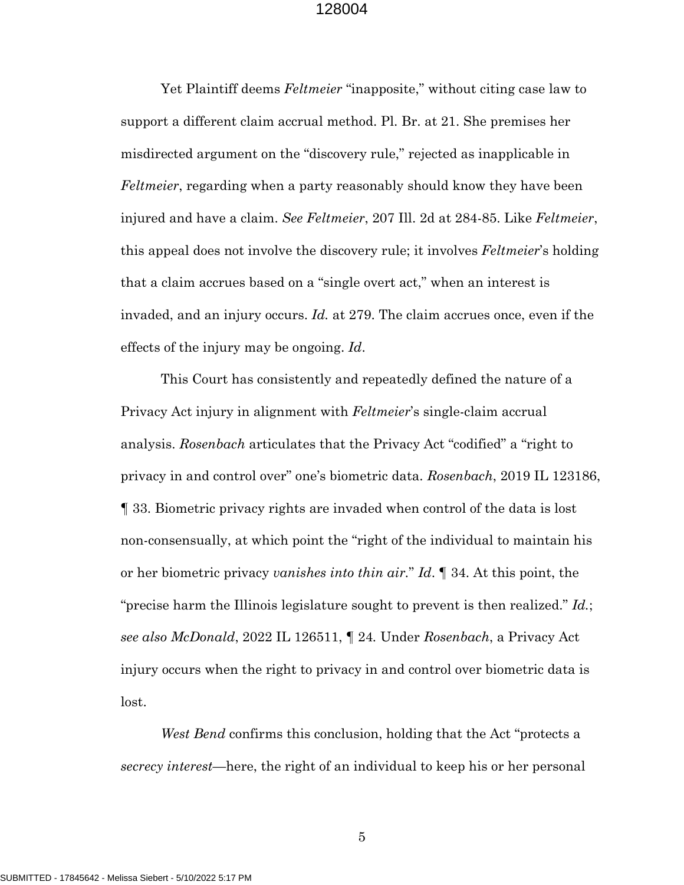Yet Plaintiff deems *Feltmeier* "inapposite," without citing case law to support a different claim accrual method. Pl. Br. at 21. She premises her misdirected argument on the "discovery rule," rejected as inapplicable in *Feltmeier*, regarding when a party reasonably should know they have been injured and have a claim. *See Feltmeier*, 207 Ill. 2d at 284-85. Like *Feltmeier*, this appeal does not involve the discovery rule; it involves *Feltmeier*'s holding that a claim accrues based on a "single overt act," when an interest is invaded, and an injury occurs. *Id.* at 279. The claim accrues once, even if the effects of the injury may be ongoing. *Id*.

This Court has consistently and repeatedly defined the nature of a Privacy Act injury in alignment with *Feltmeier*'s single-claim accrual analysis. *Rosenbach* articulates that the Privacy Act "codified" a "right to privacy in and control over" one's biometric data. *Rosenbach*, 2019 IL 123186, ¶ 33. Biometric privacy rights are invaded when control of the data is lost non-consensually, at which point the "right of the individual to maintain his or her biometric privacy *vanishes into thin air*." *Id*. ¶ 34. At this point, the "precise harm the Illinois legislature sought to prevent is then realized." *Id.*; *see also McDonald*, 2022 IL 126511, ¶ 24. Under *Rosenbach*, a Privacy Act injury occurs when the right to privacy in and control over biometric data is lost.

*West Bend* confirms this conclusion, holding that the Act "protects a *secrecy interest*—here, the right of an individual to keep his or her personal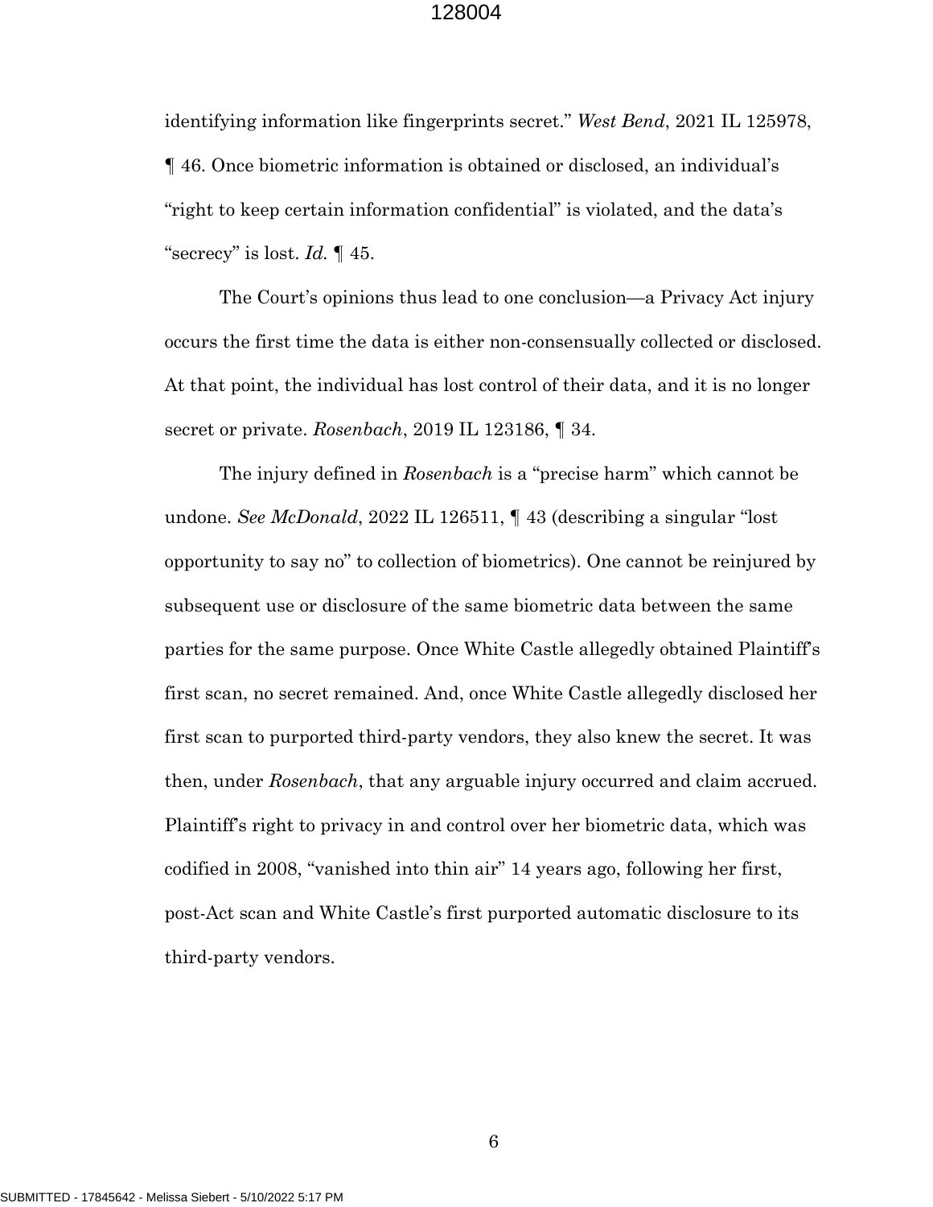identifying information like fingerprints secret." *West Bend*, 2021 IL 125978, ¶ 46. Once biometric information is obtained or disclosed, an individual's "right to keep certain information confidential" is violated, and the data's "secrecy" is lost. *Id.* ¶ 45.

The Court's opinions thus lead to one conclusion—a Privacy Act injury occurs the first time the data is either non-consensually collected or disclosed. At that point, the individual has lost control of their data, and it is no longer secret or private. *Rosenbach*, 2019 IL 123186, ¶ 34.

The injury defined in *Rosenbach* is a "precise harm" which cannot be undone. *See McDonald*, 2022 IL 126511, ¶ 43 (describing a singular "lost opportunity to say no" to collection of biometrics). One cannot be reinjured by subsequent use or disclosure of the same biometric data between the same parties for the same purpose. Once White Castle allegedly obtained Plaintiff's first scan, no secret remained. And, once White Castle allegedly disclosed her first scan to purported third-party vendors, they also knew the secret. It was then, under *Rosenbach*, that any arguable injury occurred and claim accrued. Plaintiff's right to privacy in and control over her biometric data, which was codified in 2008, "vanished into thin air" 14 years ago, following her first, post-Act scan and White Castle's first purported automatic disclosure to its third-party vendors.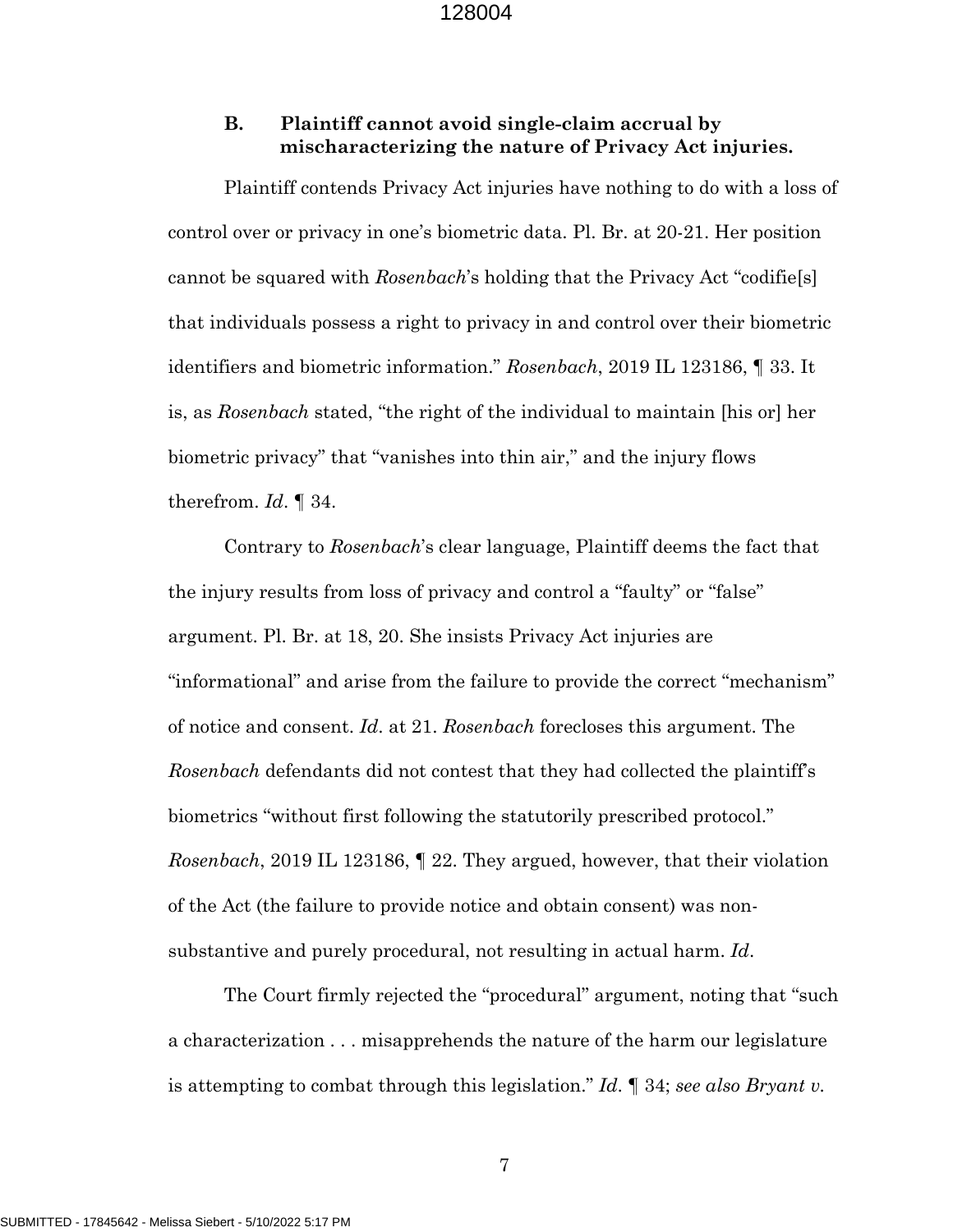### B. Plaintiff cannot avoid single-claim accrual by mischaracterizing the nature of Privacy Act injuries.

Plaintiff contends Privacy Act injuries have nothing to do with a loss of control over or privacy in one's biometric data. Pl. Br. at 20-21. Her position cannot be squared with *Rosenbach*'s holding that the Privacy Act "codifie[s] that individuals possess a right to privacy in and control over their biometric identifiers and biometric information." *Rosenbach*, 2019 IL 123186, ¶ 33. It is, as *Rosenbach* stated, "the right of the individual to maintain [his or] her biometric privacy" that "vanishes into thin air," and the injury flows therefrom. *Id*. ¶ 34.

Contrary to *Rosenbach*'s clear language, Plaintiff deems the fact that the injury results from loss of privacy and control a "faulty" or "false" argument. Pl. Br. at 18, 20. She insists Privacy Act injuries are "informational" and arise from the failure to provide the correct "mechanism" of notice and consent. *Id*. at 21. *Rosenbach* forecloses this argument. The *Rosenbach* defendants did not contest that they had collected the plaintiff's biometrics "without first following the statutorily prescribed protocol." *Rosenbach*, 2019 IL 123186, ¶ 22. They argued, however, that their violation of the Act (the failure to provide notice and obtain consent) was non-substantive and purely procedural, not resulting in actual harm. *Id*.

The Court firmly rejected the "procedural" argument, noting that "such a characterization . . . misapprehends the nature of the harm our legislature is attempting to combat through this legislation." *Id*. ¶ 34; *see also Bryant v.*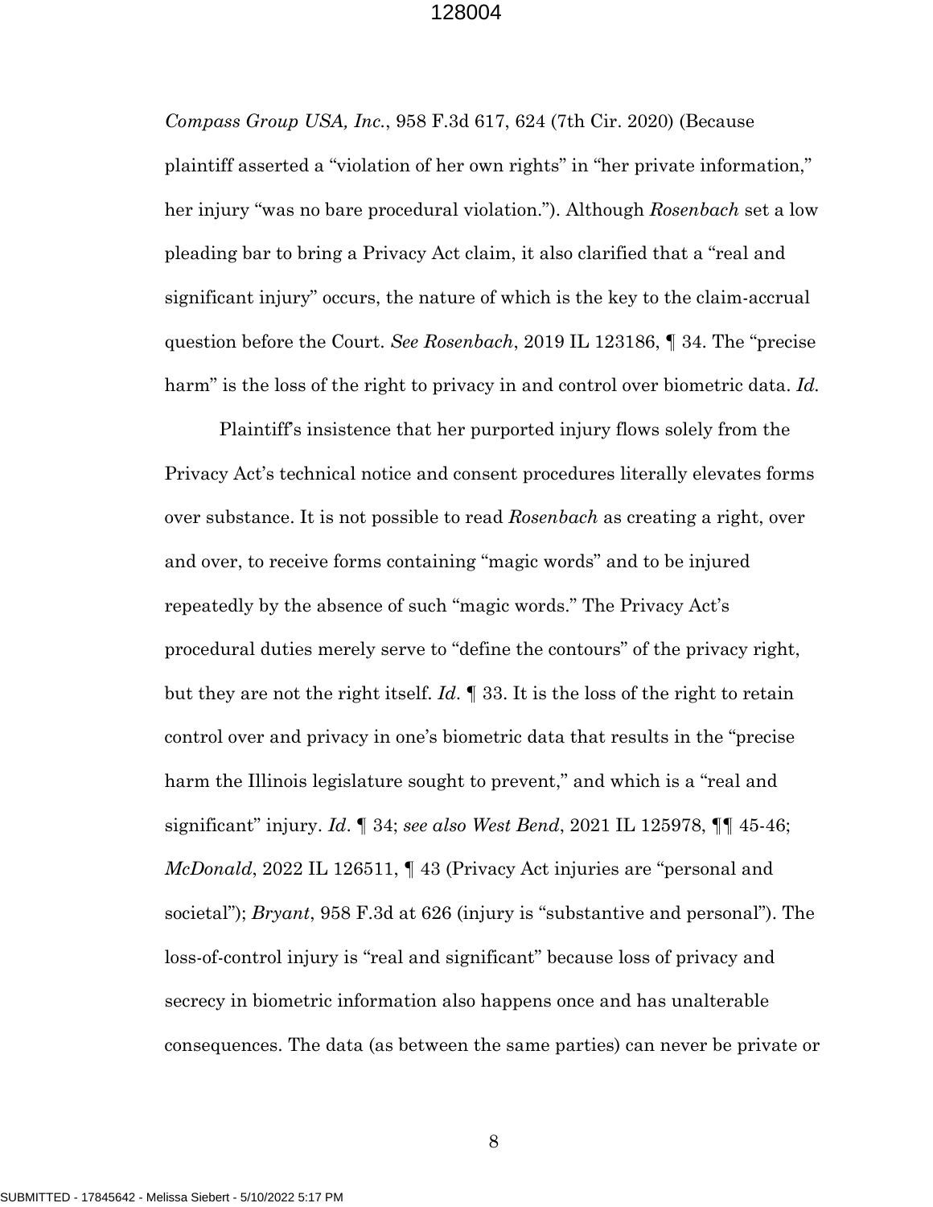*Compass Group USA, Inc.*, 958 F.3d 617, 624 (7th Cir. 2020) (Because plaintiff asserted a "violation of her own rights" in "her private information," her injury "was no bare procedural violation."). Although *Rosenbach* set a low pleading bar to bring a Privacy Act claim, it also clarified that a "real and significant injury" occurs, the nature of which is the key to the claim-accrual question before the Court. *See Rosenbach*, 2019 IL 123186, ¶ 34. The "precise harm" is the loss of the right to privacy in and control over biometric data. *Id.*

Plaintiff's insistence that her purported injury flows solely from the Privacy Act's technical notice and consent procedures literally elevates forms over substance. It is not possible to read *Rosenbach* as creating a right, over and over, to receive forms containing "magic words" and to be injured repeatedly by the absence of such "magic words." The Privacy Act's procedural duties merely serve to "define the contours" of the privacy right, but they are not the right itself. *Id.* ¶ 33. It is the loss of the right to retain control over and privacy in one's biometric data that results in the "precise harm the Illinois legislature sought to prevent," and which is a "real and significant" injury. *Id.* ¶ 34; *see also West Bend*, 2021 IL 125978, ¶¶ 45-46; *McDonald*, 2022 IL 126511, ¶ 43 (Privacy Act injuries are "personal and societal"); *Bryant*, 958 F.3d at 626 (injury is "substantive and personal"). The loss-of-control injury is "real and significant" because loss of privacy and secrecy in biometric information also happens once and has unalterable consequences. The data (as between the same parties) can never be private or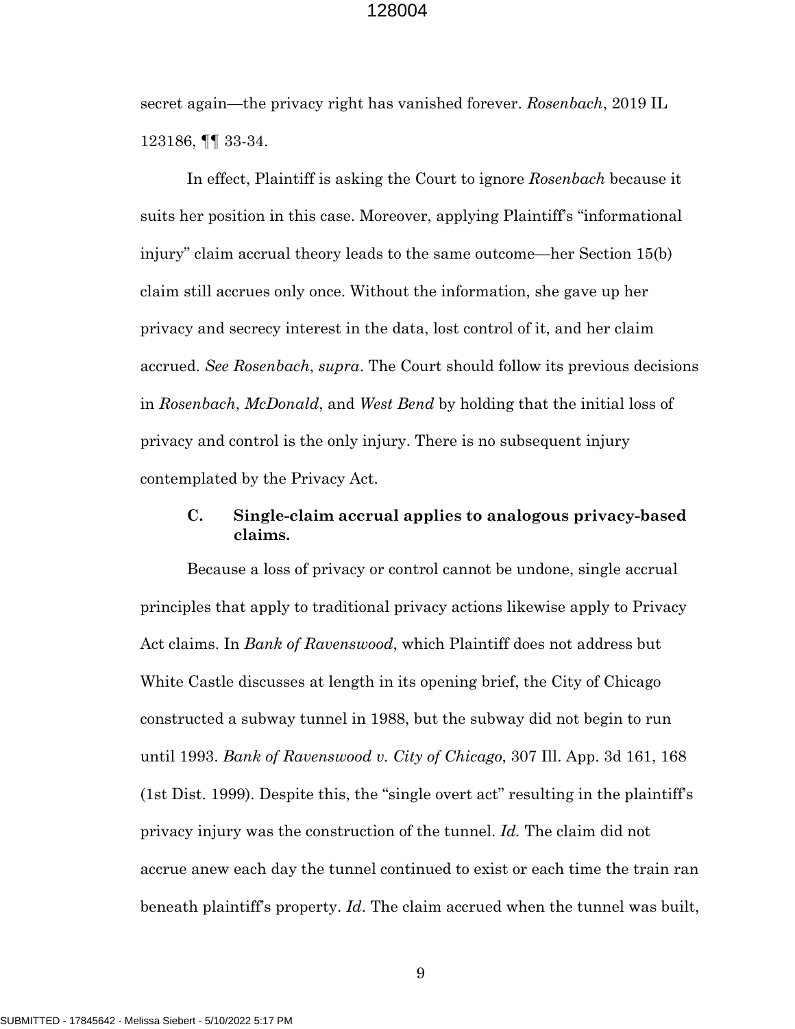secret again—the privacy right has vanished forever. *Rosenbach*, 2019 IL 123186, ¶¶ 33-34.

In effect, Plaintiff is asking the Court to ignore *Rosenbach* because it suits her position in this case. Moreover, applying Plaintiff's "informational injury" claim accrual theory leads to the same outcome—her Section 15(b) claim still accrues only once. Without the information, she gave up her privacy and secrecy interest in the data, lost control of it, and her claim accrued. *See Rosenbach*, *supra*. The Court should follow its previous decisions in *Rosenbach*, *McDonald*, and *West Bend* by holding that the initial loss of privacy and control is the only injury. There is no subsequent injury contemplated by the Privacy Act.

### C. Single-claim accrual applies to analogous privacy-based claims.

Because a loss of privacy or control cannot be undone, single accrual principles that apply to traditional privacy actions likewise apply to Privacy Act claims. In *Bank of Ravenswood*, which Plaintiff does not address but White Castle discusses at length in its opening brief, the City of Chicago constructed a subway tunnel in 1988, but the subway did not begin to run until 1993. *Bank of Ravenswood v. City of Chicago*, 307 Ill. App. 3d 161, 168 (1st Dist. 1999). Despite this, the "single overt act" resulting in the plaintiff's privacy injury was the construction of the tunnel. *Id.* The claim did not accrue anew each day the tunnel continued to exist or each time the train ran beneath plaintiff's property. *Id*. The claim accrued when the tunnel was built,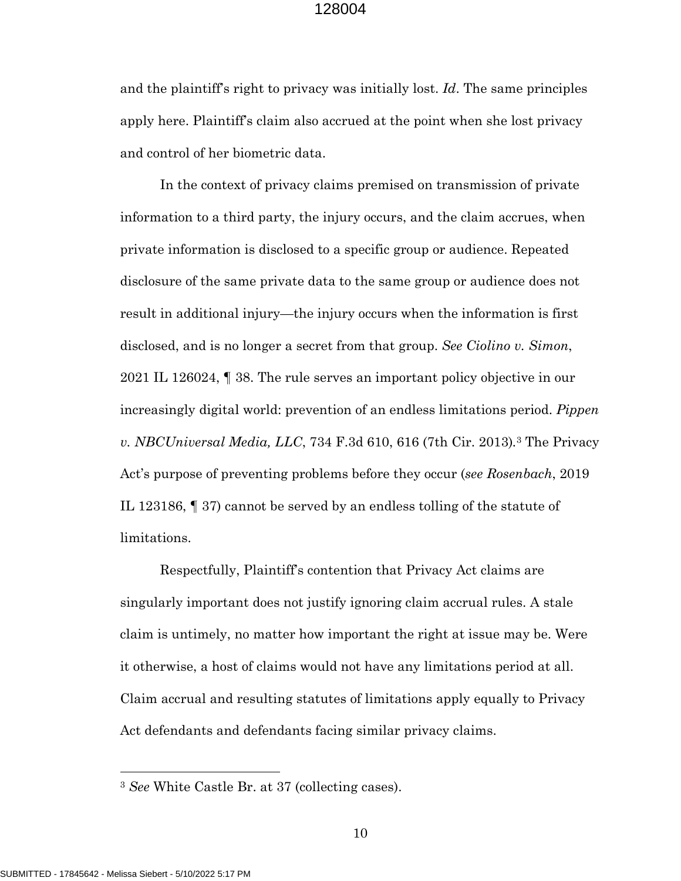and the plaintiff's right to privacy was initially lost. *Id*. The same principles apply here. Plaintiff's claim also accrued at the point when she lost privacy and control of her biometric data.

In the context of privacy claims premised on transmission of private information to a third party, the injury occurs, and the claim accrues, when private information is disclosed to a specific group or audience. Repeated disclosure of the same private data to the same group or audience does not result in additional injury—the injury occurs when the information is first disclosed, and is no longer a secret from that group. *See Ciolino v. Simon*, 2021 IL 126024, ¶ 38. The rule serves an important policy objective in our increasingly digital world: prevention of an endless limitations period. *Pippen v. NBCUniversal Media, LLC*, 734 F.3d 610, 616 (7th Cir. 2013).[3] The Privacy Act's purpose of preventing problems before they occur (*see Rosenbach*, 2019 IL 123186, ¶ 37) cannot be served by an endless tolling of the statute of limitations.

Respectfully, Plaintiff's contention that Privacy Act claims are singularly important does not justify ignoring claim accrual rules. A stale claim is untimely, no matter how important the right at issue may be. Were it otherwise, a host of claims would not have any limitations period at all. Claim accrual and resulting statutes of limitations apply equally to Privacy Act defendants and defendants facing similar privacy claims.

---

[3] *See* White Castle Br. at 37 (collecting cases).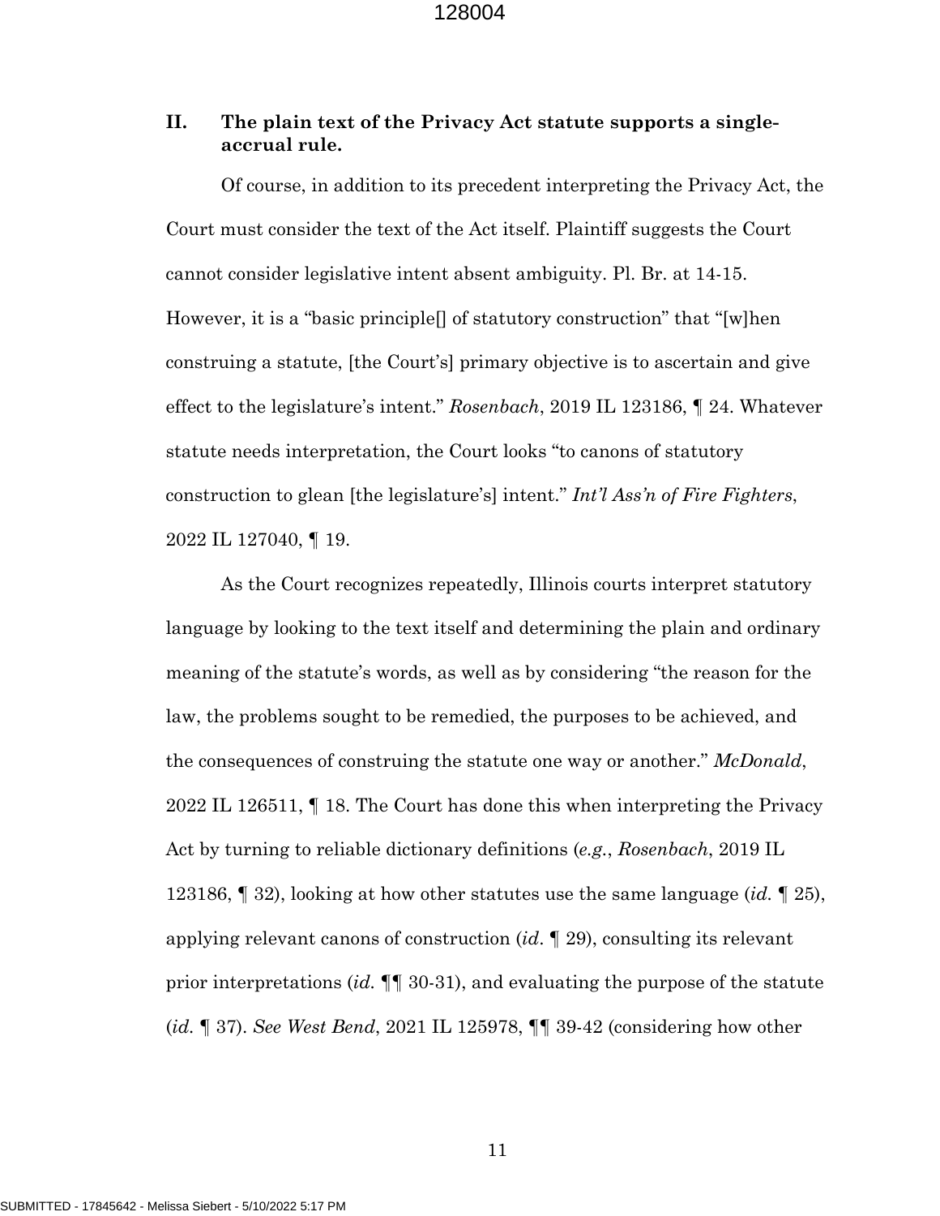## II. The plain text of the Privacy Act statute supports a single-accrual rule.

Of course, in addition to its precedent interpreting the Privacy Act, the Court must consider the text of the Act itself. Plaintiff suggests the Court cannot consider legislative intent absent ambiguity. Pl. Br. at 14-15. However, it is a "basic principle[] of statutory construction" that "[w]hen construing a statute, [the Court's] primary objective is to ascertain and give effect to the legislature's intent." *Rosenbach*, 2019 IL 123186, ¶ 24. Whatever statute needs interpretation, the Court looks "to canons of statutory construction to glean [the legislature's] intent." *Int'l Ass'n of Fire Fighters*, 2022 IL 127040, ¶ 19.

As the Court recognizes repeatedly, Illinois courts interpret statutory language by looking to the text itself and determining the plain and ordinary meaning of the statute's words, as well as by considering "the reason for the law, the problems sought to be remedied, the purposes to be achieved, and the consequences of construing the statute one way or another." *McDonald*, 2022 IL 126511, ¶ 18. The Court has done this when interpreting the Privacy Act by turning to reliable dictionary definitions (*e.g.*, *Rosenbach*, 2019 IL 123186, ¶ 32), looking at how other statutes use the same language (*id.* ¶ 25), applying relevant canons of construction (*id*. ¶ 29), consulting its relevant prior interpretations (*id.* ¶¶ 30-31), and evaluating the purpose of the statute (*id.* ¶ 37). *See West Bend*, 2021 IL 125978, ¶¶ 39-42 (considering how other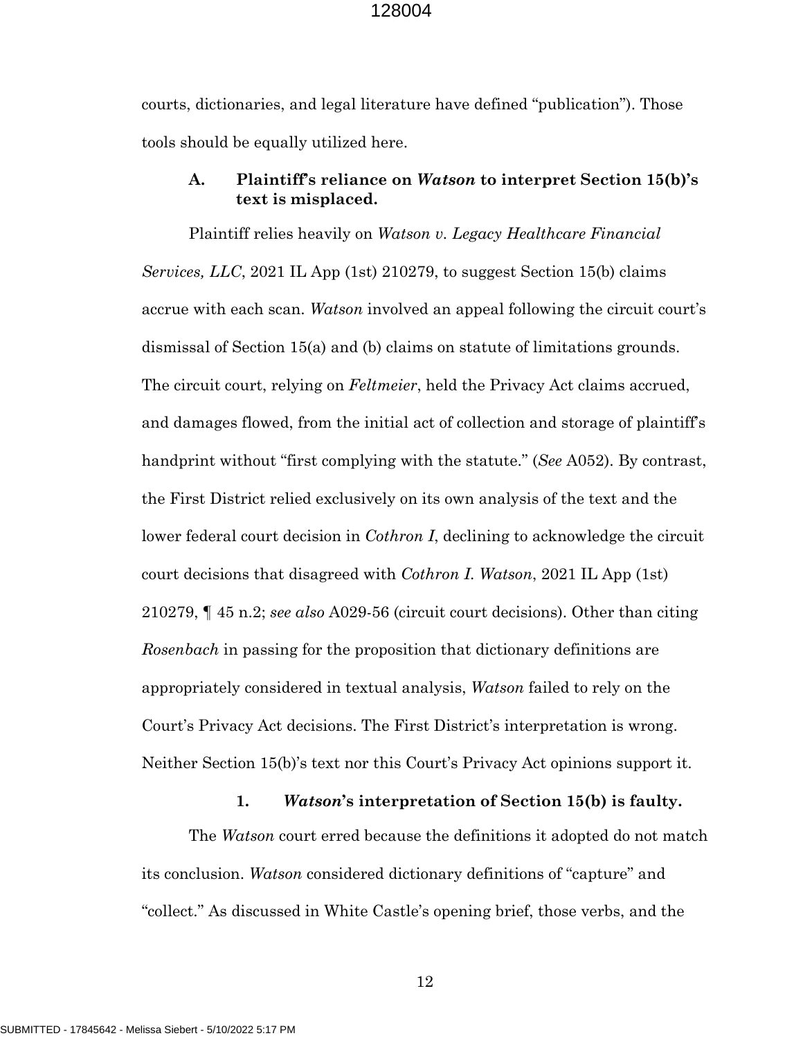courts, dictionaries, and legal literature have defined "publication"). Those tools should be equally utilized here.

### A. Plaintiff's reliance on *Watson* to interpret Section 15(b)'s text is misplaced.

Plaintiff relies heavily on *Watson v. Legacy Healthcare Financial Services, LLC*, 2021 IL App (1st) 210279, to suggest Section 15(b) claims accrue with each scan. *Watson* involved an appeal following the circuit court's dismissal of Section 15(a) and (b) claims on statute of limitations grounds. The circuit court, relying on *Feltmeier*, held the Privacy Act claims accrued, and damages flowed, from the initial act of collection and storage of plaintiff's handprint without "first complying with the statute." (*See* A052). By contrast, the First District relied exclusively on its own analysis of the text and the lower federal court decision in *Cothron I*, declining to acknowledge the circuit court decisions that disagreed with *Cothron I*. *Watson*, 2021 IL App (1st) 210279, ¶ 45 n.2; *see also* A029-56 (circuit court decisions). Other than citing *Rosenbach* in passing for the proposition that dictionary definitions are appropriately considered in textual analysis, *Watson* failed to rely on the Court's Privacy Act decisions. The First District's interpretation is wrong. Neither Section 15(b)'s text nor this Court's Privacy Act opinions support it.

#### 1. *Watson*'s interpretation of Section 15(b) is faulty.

The *Watson* court erred because the definitions it adopted do not match its conclusion. *Watson* considered dictionary definitions of "capture" and "collect." As discussed in White Castle's opening brief, those verbs, and the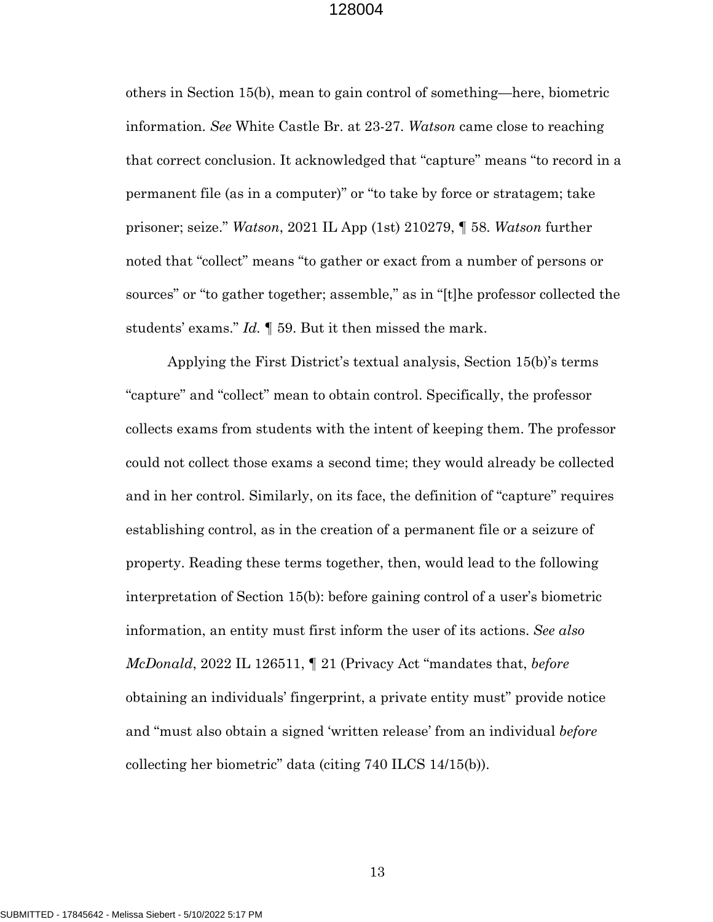others in Section 15(b), mean to gain control of something—here, biometric information. *See* White Castle Br. at 23-27. *Watson* came close to reaching that correct conclusion. It acknowledged that "capture" means "to record in a permanent file (as in a computer)" or "to take by force or stratagem; take prisoner; seize." *Watson*, 2021 IL App (1st) 210279, ¶ 58. *Watson* further noted that "collect" means "to gather or exact from a number of persons or sources" or "to gather together; assemble," as in "[t]he professor collected the students' exams." *Id.* ¶ 59. But it then missed the mark.

Applying the First District's textual analysis, Section 15(b)'s terms "capture" and "collect" mean to obtain control. Specifically, the professor collects exams from students with the intent of keeping them. The professor could not collect those exams a second time; they would already be collected and in her control. Similarly, on its face, the definition of "capture" requires establishing control, as in the creation of a permanent file or a seizure of property. Reading these terms together, then, would lead to the following interpretation of Section 15(b): before gaining control of a user's biometric information, an entity must first inform the user of its actions. *See also McDonald*, 2022 IL 126511, ¶ 21 (Privacy Act "mandates that, *before* obtaining an individuals' fingerprint, a private entity must" provide notice and "must also obtain a signed 'written release' from an individual *before* collecting her biometric" data (citing 740 ILCS 14/15(b)).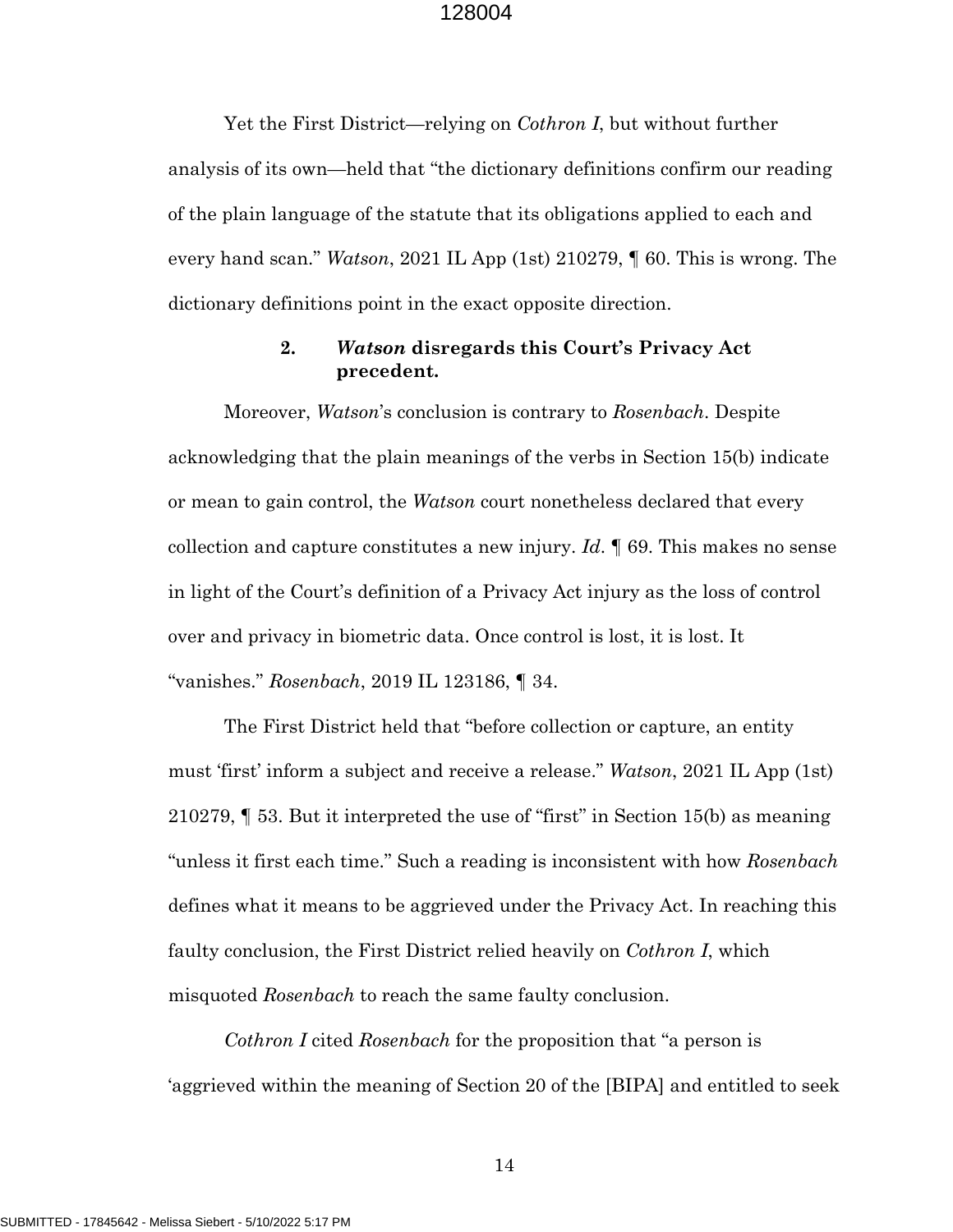Yet the First District—relying on *Cothron I*, but without further analysis of its own—held that "the dictionary definitions confirm our reading of the plain language of the statute that its obligations applied to each and every hand scan." *Watson*, 2021 IL App (1st) 210279, ¶ 60. This is wrong. The dictionary definitions point in the exact opposite direction.

#### 2. *Watson* disregards this Court's Privacy Act precedent.

Moreover, *Watson*'s conclusion is contrary to *Rosenbach*. Despite acknowledging that the plain meanings of the verbs in Section 15(b) indicate or mean to gain control, the *Watson* court nonetheless declared that every collection and capture constitutes a new injury. *Id*. ¶ 69. This makes no sense in light of the Court's definition of a Privacy Act injury as the loss of control over and privacy in biometric data. Once control is lost, it is lost. It "vanishes." *Rosenbach*, 2019 IL 123186, ¶ 34.

The First District held that "before collection or capture, an entity must 'first' inform a subject and receive a release." *Watson*, 2021 IL App (1st) 210279, ¶ 53. But it interpreted the use of "first" in Section 15(b) as meaning "unless it first each time." Such a reading is inconsistent with how *Rosenbach* defines what it means to be aggrieved under the Privacy Act. In reaching this faulty conclusion, the First District relied heavily on *Cothron I*, which misquoted *Rosenbach* to reach the same faulty conclusion.

*Cothron I* cited *Rosenbach* for the proposition that "a person is 'aggrieved within the meaning of Section 20 of the [BIPA] and entitled to seek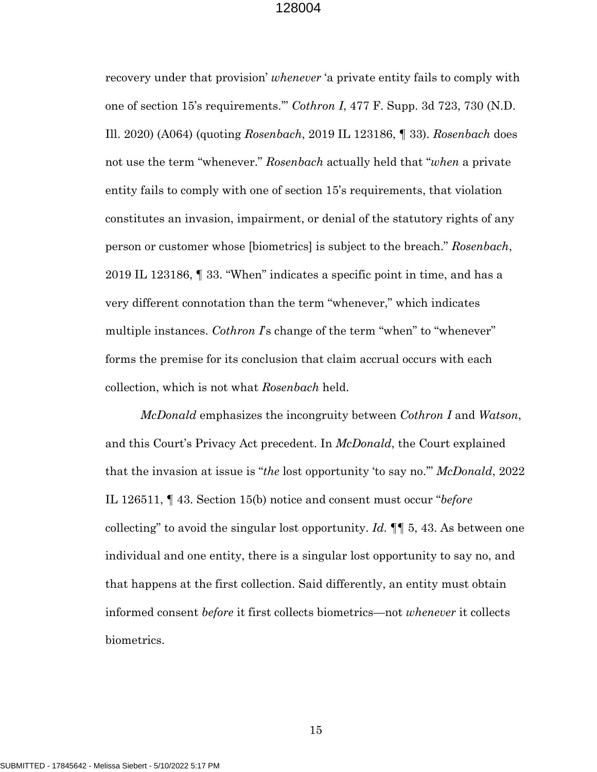recovery under that provision' *whenever* 'a private entity fails to comply with one of section 15's requirements.'" *Cothron I*, 477 F. Supp. 3d 723, 730 (N.D. Ill. 2020) (A064) (quoting *Rosenbach*, 2019 IL 123186, ¶ 33). *Rosenbach* does not use the term "whenever." *Rosenbach* actually held that "*when* a private entity fails to comply with one of section 15's requirements, that violation constitutes an invasion, impairment, or denial of the statutory rights of any person or customer whose [biometrics] is subject to the breach." *Rosenbach*, 2019 IL 123186, ¶ 33. "When" indicates a specific point in time, and has a very different connotation than the term "whenever," which indicates multiple instances. *Cothron I*'s change of the term "when" to "whenever" forms the premise for its conclusion that claim accrual occurs with each collection, which is not what *Rosenbach* held.

*McDonald* emphasizes the incongruity between *Cothron I* and *Watson*, and this Court's Privacy Act precedent. In *McDonald*, the Court explained that the invasion at issue is "*the* lost opportunity 'to say no.'" *McDonald*, 2022 IL 126511, ¶ 43. Section 15(b) notice and consent must occur "*before* collecting" to avoid the singular lost opportunity. *Id.* ¶¶ 5, 43. As between one individual and one entity, there is a singular lost opportunity to say no, and that happens at the first collection. Said differently, an entity must obtain informed consent *before* it first collects biometrics—not *whenever* it collects biometrics.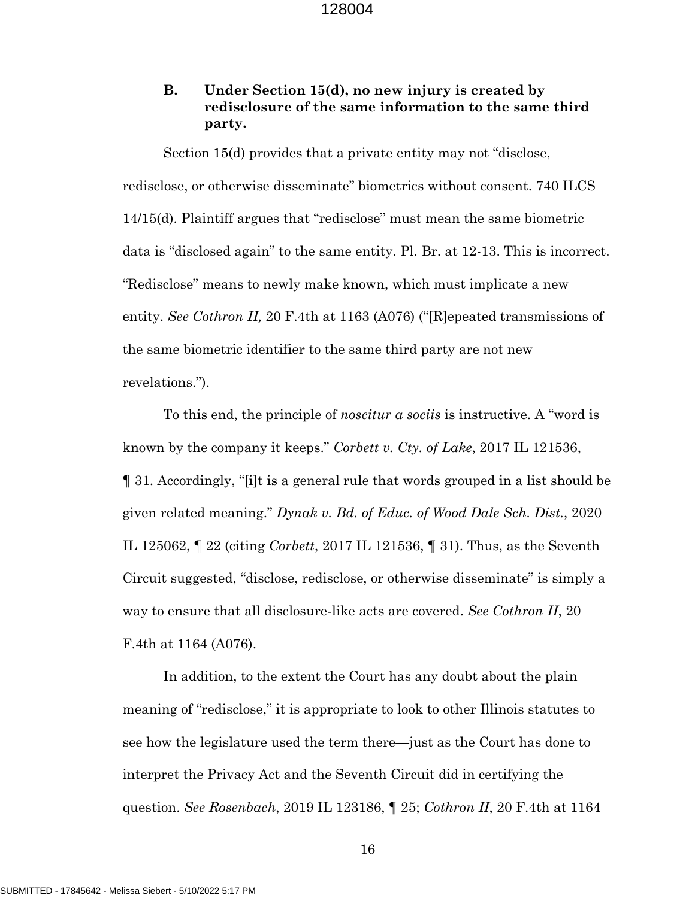### B. Under Section 15(d), no new injury is created by redisclosure of the same information to the same third party.

Section 15(d) provides that a private entity may not "disclose, redisclose, or otherwise disseminate" biometrics without consent. 740 ILCS 14/15(d). Plaintiff argues that "redisclose" must mean the same biometric data is "disclosed again" to the same entity. Pl. Br. at 12-13. This is incorrect. "Redisclose" means to newly make known, which must implicate a new entity. *See Cothron II,* 20 F.4th at 1163 (A076) ("[R]epeated transmissions of the same biometric identifier to the same third party are not new revelations.").

To this end, the principle of *noscitur a sociis* is instructive. A "word is known by the company it keeps." *Corbett v. Cty. of Lake*, 2017 IL 121536, ¶ 31. Accordingly, "[i]t is a general rule that words grouped in a list should be given related meaning." *Dynak v. Bd. of Educ. of Wood Dale Sch. Dist.*, 2020 IL 125062, ¶ 22 (citing *Corbett*, 2017 IL 121536, ¶ 31). Thus, as the Seventh Circuit suggested, "disclose, redisclose, or otherwise disseminate" is simply a way to ensure that all disclosure-like acts are covered. *See Cothron II*, 20 F.4th at 1164 (A076).

In addition, to the extent the Court has any doubt about the plain meaning of "redisclose," it is appropriate to look to other Illinois statutes to see how the legislature used the term there—just as the Court has done to interpret the Privacy Act and the Seventh Circuit did in certifying the question. *See Rosenbach*, 2019 IL 123186, ¶ 25; *Cothron II*, 20 F.4th at 1164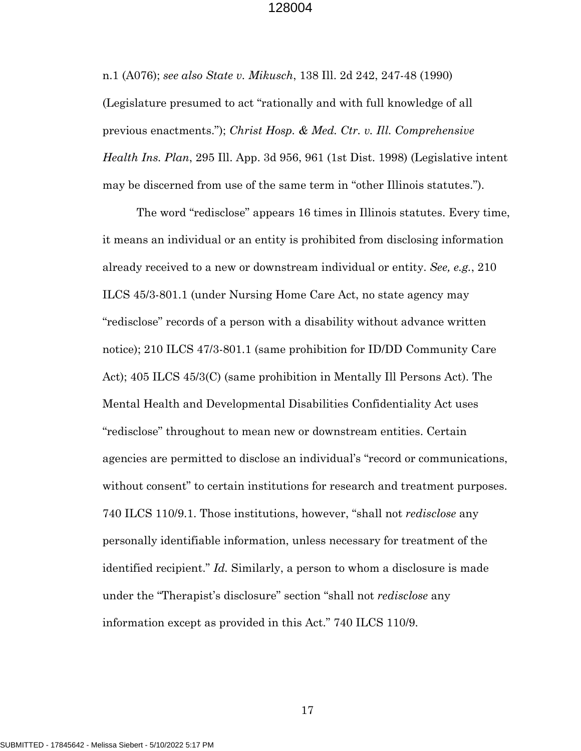n.1 (A076); *see also State v. Mikusch*, 138 Ill. 2d 242, 247-48 (1990) (Legislature presumed to act "rationally and with full knowledge of all previous enactments."); *Christ Hosp. & Med. Ctr. v. Ill. Comprehensive Health Ins. Plan*, 295 Ill. App. 3d 956, 961 (1st Dist. 1998) (Legislative intent may be discerned from use of the same term in "other Illinois statutes.").

The word "redisclose" appears 16 times in Illinois statutes. Every time, it means an individual or an entity is prohibited from disclosing information already received to a new or downstream individual or entity. *See, e.g.*, 210 ILCS 45/3-801.1 (under Nursing Home Care Act, no state agency may "redisclose" records of a person with a disability without advance written notice); 210 ILCS 47/3-801.1 (same prohibition for ID/DD Community Care Act); 405 ILCS 45/3(C) (same prohibition in Mentally Ill Persons Act). The Mental Health and Developmental Disabilities Confidentiality Act uses "redisclose" throughout to mean new or downstream entities. Certain agencies are permitted to disclose an individual's "record or communications, without consent" to certain institutions for research and treatment purposes. 740 ILCS 110/9.1. Those institutions, however, "shall not *redisclose* any personally identifiable information, unless necessary for treatment of the identified recipient." *Id.* Similarly, a person to whom a disclosure is made under the "Therapist's disclosure" section "shall not *redisclose* any information except as provided in this Act." 740 ILCS 110/9.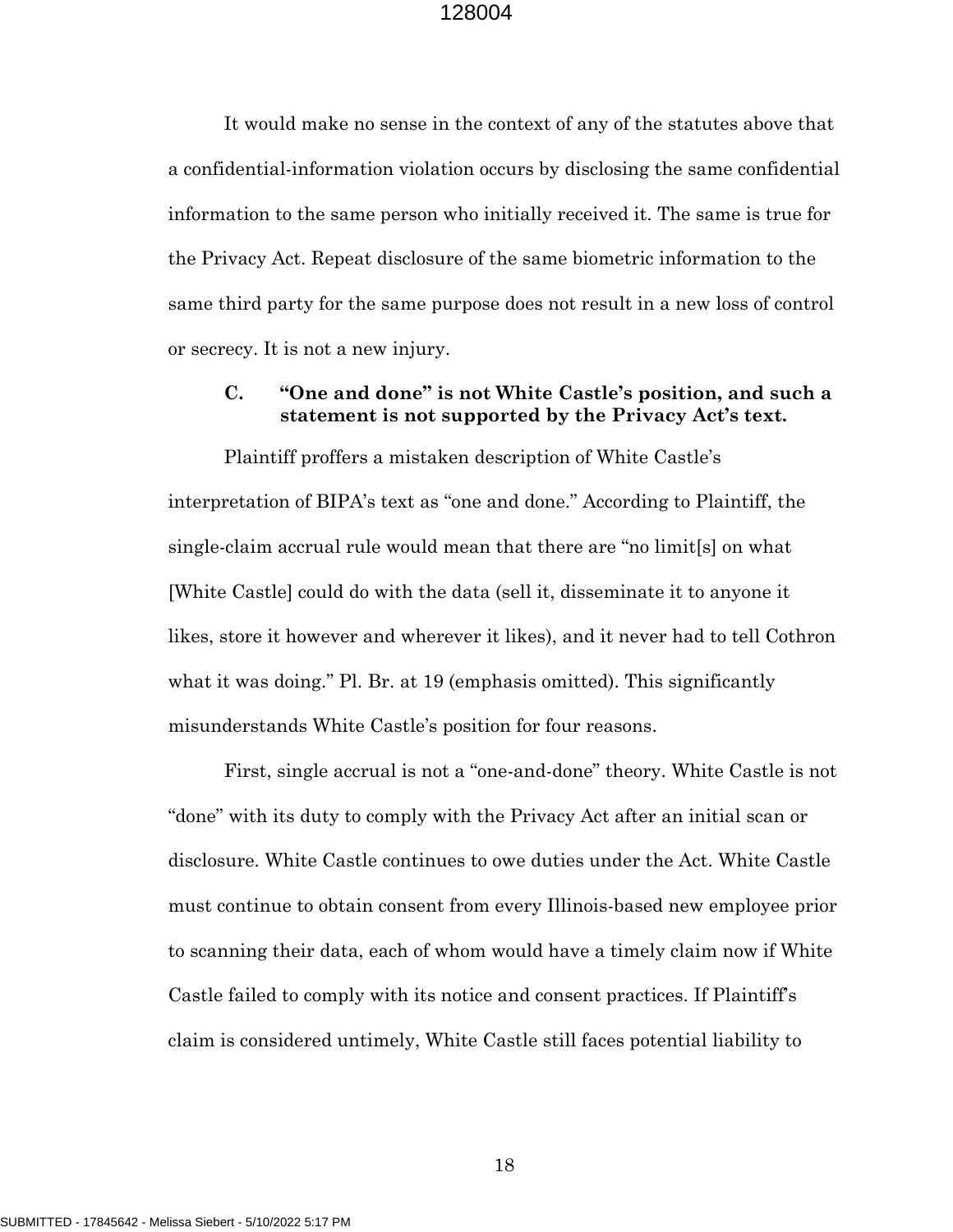It would make no sense in the context of any of the statutes above that a confidential-information violation occurs by disclosing the same confidential information to the same person who initially received it. The same is true for the Privacy Act. Repeat disclosure of the same biometric information to the same third party for the same purpose does not result in a new loss of control or secrecy. It is not a new injury.

### C. "One and done" is not White Castle's position, and such a statement is not supported by the Privacy Act's text.

Plaintiff proffers a mistaken description of White Castle's interpretation of BIPA's text as "one and done." According to Plaintiff, the single-claim accrual rule would mean that there are "no limit[s] on what [White Castle] could do with the data (sell it, disseminate it to anyone it likes, store it however and wherever it likes), and it never had to tell Cothron what it was doing." Pl. Br. at 19 (emphasis omitted). This significantly misunderstands White Castle's position for four reasons.

First, single accrual is not a "one-and-done" theory. White Castle is not "done" with its duty to comply with the Privacy Act after an initial scan or disclosure. White Castle continues to owe duties under the Act. White Castle must continue to obtain consent from every Illinois-based new employee prior to scanning their data, each of whom would have a timely claim now if White Castle failed to comply with its notice and consent practices. If Plaintiff's claim is considered untimely, White Castle still faces potential liability to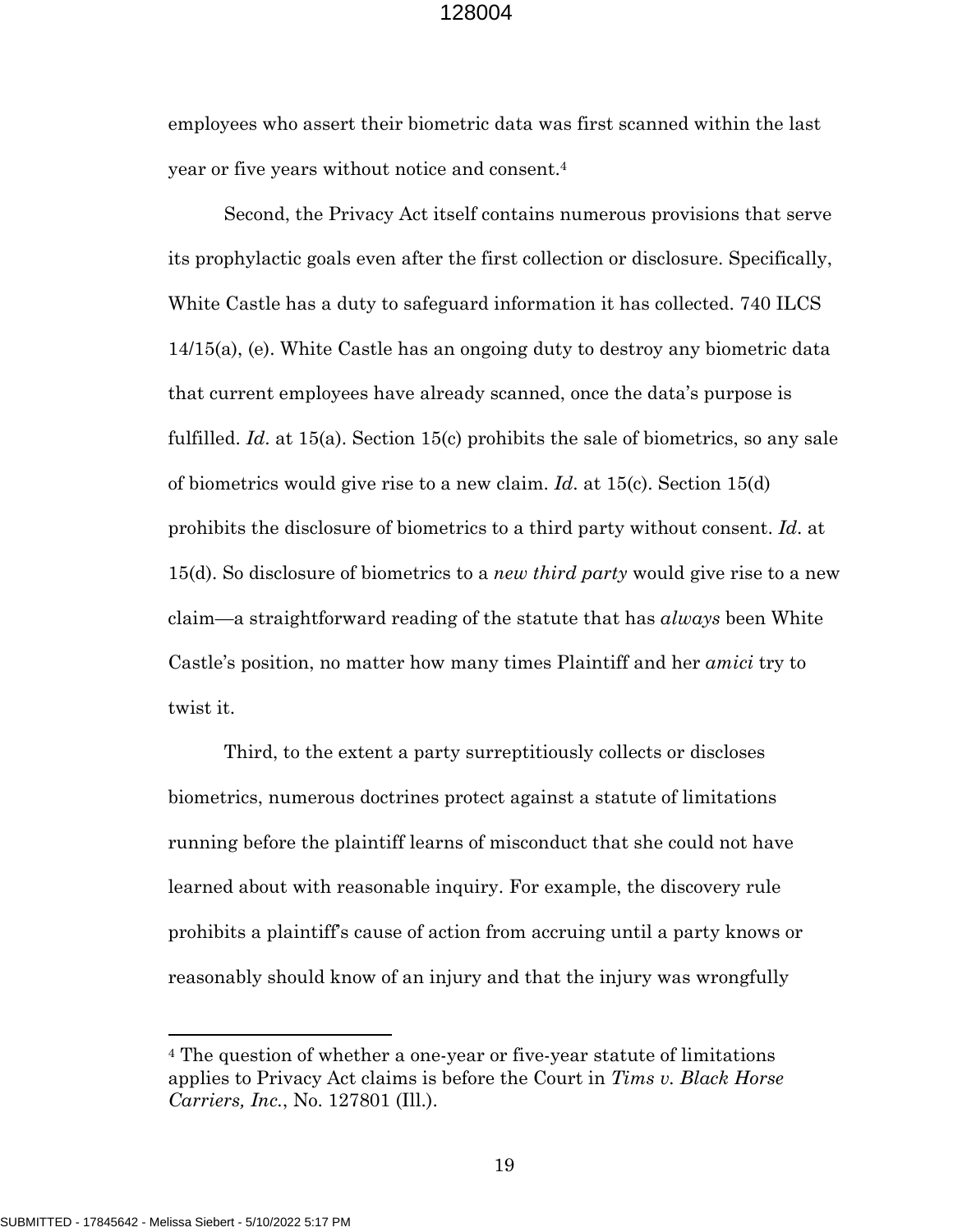employees who assert their biometric data was first scanned within the last year or five years without notice and consent.[4]

Second, the Privacy Act itself contains numerous provisions that serve its prophylactic goals even after the first collection or disclosure. Specifically, White Castle has a duty to safeguard information it has collected. 740 ILCS 14/15(a), (e). White Castle has an ongoing duty to destroy any biometric data that current employees have already scanned, once the data's purpose is fulfilled. *Id.* at 15(a). Section 15(c) prohibits the sale of biometrics, so any sale of biometrics would give rise to a new claim. *Id.* at 15(c). Section 15(d) prohibits the disclosure of biometrics to a third party without consent. *Id.* at 15(d). So disclosure of biometrics to a *new third party* would give rise to a new claim—a straightforward reading of the statute that has *always* been White Castle's position, no matter how many times Plaintiff and her *amici* try to twist it.

Third, to the extent a party surreptitiously collects or discloses biometrics, numerous doctrines protect against a statute of limitations running before the plaintiff learns of misconduct that she could not have learned about with reasonable inquiry. For example, the discovery rule prohibits a plaintiff's cause of action from accruing until a party knows or reasonably should know of an injury and that the injury was wrongfully

[4] The question of whether a one-year or five-year statute of limitations applies to Privacy Act claims is before the Court in *Tims v. Black Horse Carriers, Inc.*, No. 127801 (Ill.).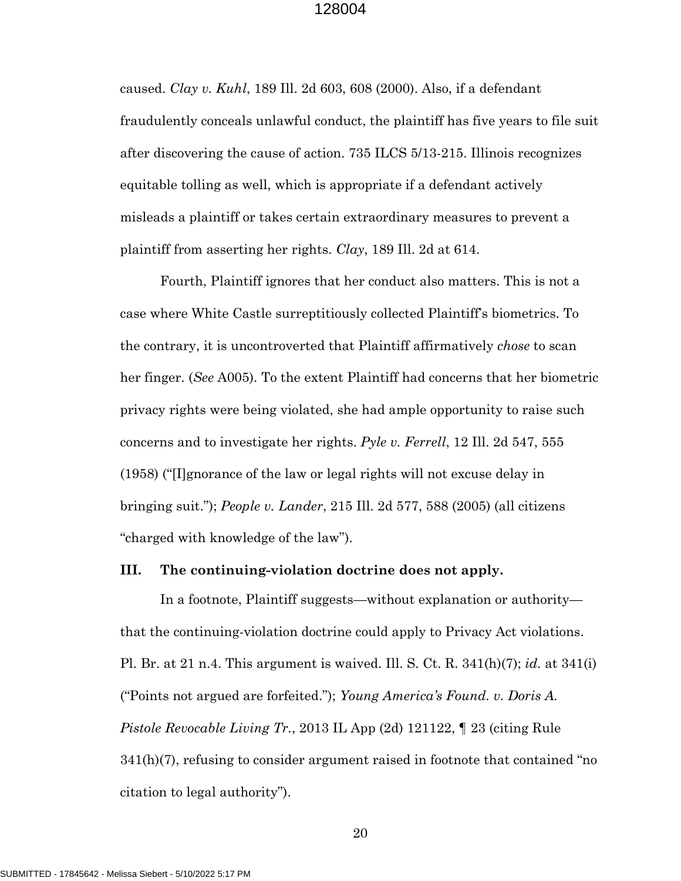caused. *Clay v. Kuhl*, 189 Ill. 2d 603, 608 (2000). Also, if a defendant fraudulently conceals unlawful conduct, the plaintiff has five years to file suit after discovering the cause of action. 735 ILCS 5/13-215. Illinois recognizes equitable tolling as well, which is appropriate if a defendant actively misleads a plaintiff or takes certain extraordinary measures to prevent a plaintiff from asserting her rights. *Clay*, 189 Ill. 2d at 614.

Fourth, Plaintiff ignores that her conduct also matters. This is not a case where White Castle surreptitiously collected Plaintiff's biometrics. To the contrary, it is uncontroverted that Plaintiff affirmatively *chose* to scan her finger. (*See* A005). To the extent Plaintiff had concerns that her biometric privacy rights were being violated, she had ample opportunity to raise such concerns and to investigate her rights. *Pyle v. Ferrell*, 12 Ill. 2d 547, 555 (1958) ("[I]gnorance of the law or legal rights will not excuse delay in bringing suit."); *People v. Lander*, 215 Ill. 2d 577, 588 (2005) (all citizens "charged with knowledge of the law").

## III. The continuing-violation doctrine does not apply.

In a footnote, Plaintiff suggests—without explanation or authority—that the continuing-violation doctrine could apply to Privacy Act violations. Pl. Br. at 21 n.4. This argument is waived. Ill. S. Ct. R. 341(h)(7); *id.* at 341(i) ("Points not argued are forfeited."); *Young America's Found. v. Doris A. Pistole Revocable Living Tr.*, 2013 IL App (2d) 121122, ¶ 23 (citing Rule 341(h)(7), refusing to consider argument raised in footnote that contained "no citation to legal authority").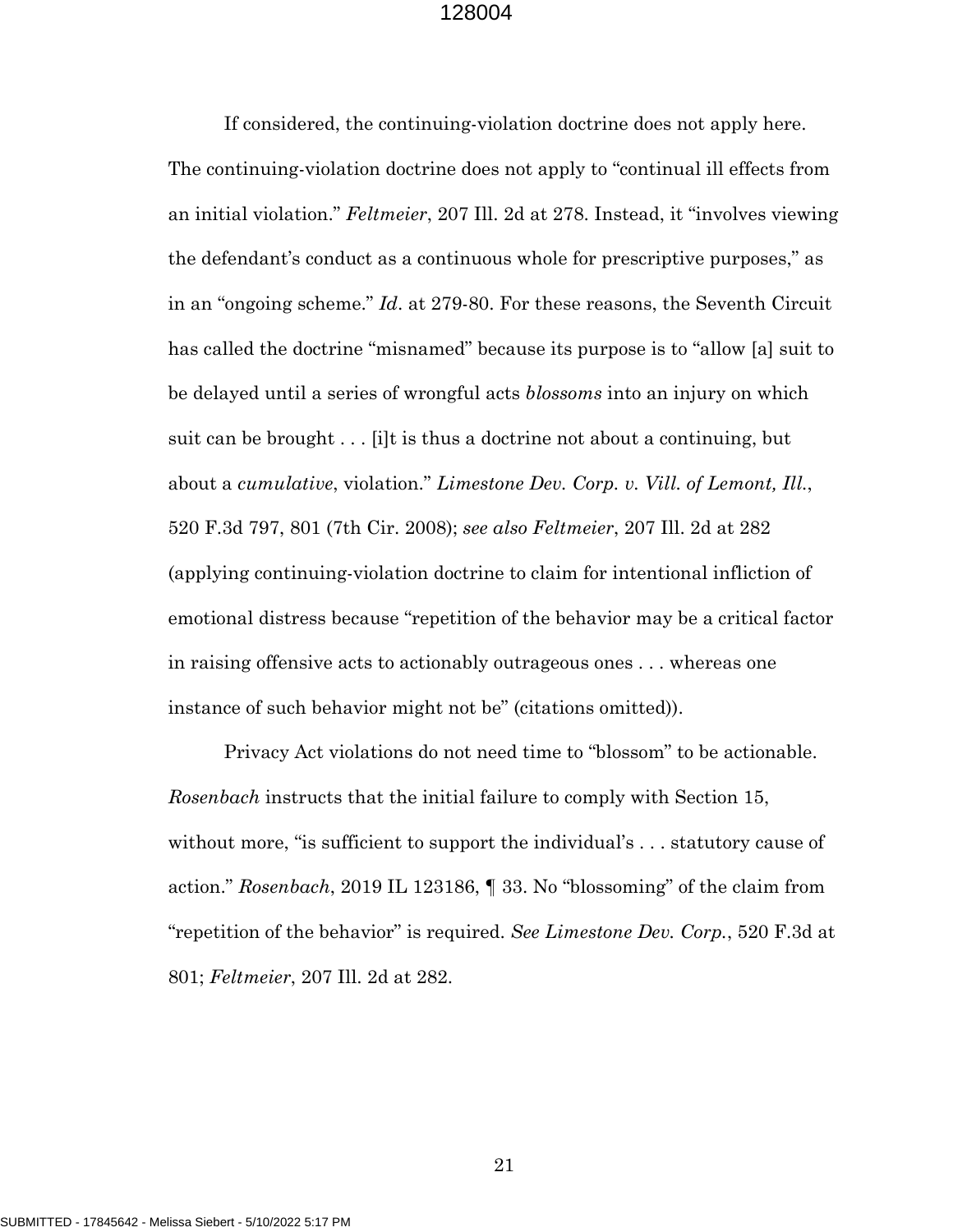If considered, the continuing-violation doctrine does not apply here. The continuing-violation doctrine does not apply to "continual ill effects from an initial violation." *Feltmeier*, 207 Ill. 2d at 278. Instead, it "involves viewing the defendant's conduct as a continuous whole for prescriptive purposes," as in an "ongoing scheme." *Id*. at 279-80. For these reasons, the Seventh Circuit has called the doctrine "misnamed" because its purpose is to "allow [a] suit to be delayed until a series of wrongful acts *blossoms* into an injury on which suit can be brought . . . [i]t is thus a doctrine not about a continuing, but about a *cumulative*, violation." *Limestone Dev. Corp. v. Vill. of Lemont, Ill.*, 520 F.3d 797, 801 (7th Cir. 2008); *see also Feltmeier*, 207 Ill. 2d at 282 (applying continuing-violation doctrine to claim for intentional infliction of emotional distress because "repetition of the behavior may be a critical factor in raising offensive acts to actionably outrageous ones . . . whereas one instance of such behavior might not be" (citations omitted)).

Privacy Act violations do not need time to "blossom" to be actionable. *Rosenbach* instructs that the initial failure to comply with Section 15, without more, "is sufficient to support the individual's . . . statutory cause of action." *Rosenbach*, 2019 IL 123186, ¶ 33. No "blossoming" of the claim from "repetition of the behavior" is required. *See Limestone Dev. Corp.*, 520 F.3d at 801; *Feltmeier*, 207 Ill. 2d at 282.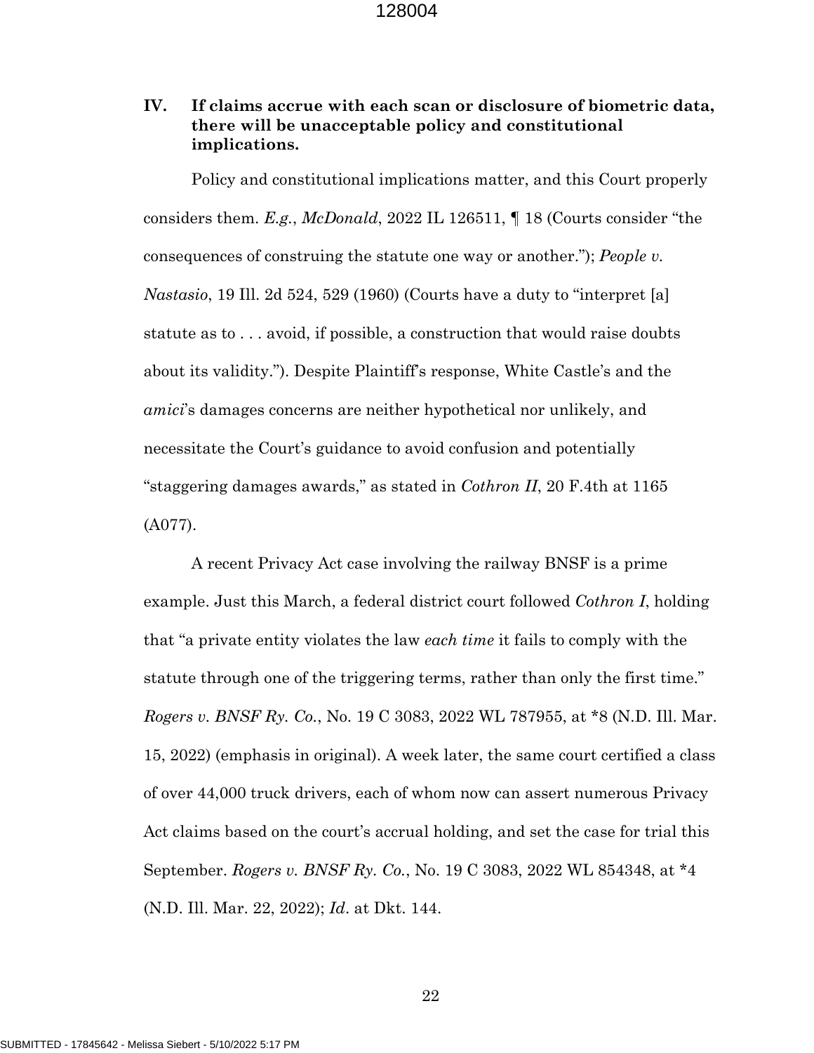## IV. If claims accrue with each scan or disclosure of biometric data, there will be unacceptable policy and constitutional implications.

Policy and constitutional implications matter, and this Court properly considers them. *E.g.*, *McDonald*, 2022 IL 126511, ¶ 18 (Courts consider "the consequences of construing the statute one way or another."); *People v. Nastasio*, 19 Ill. 2d 524, 529 (1960) (Courts have a duty to "interpret [a] statute as to . . . avoid, if possible, a construction that would raise doubts about its validity."). Despite Plaintiff's response, White Castle's and the *amici*'s damages concerns are neither hypothetical nor unlikely, and necessitate the Court's guidance to avoid confusion and potentially "staggering damages awards," as stated in *Cothron II*, 20 F.4th at 1165 (A077).

A recent Privacy Act case involving the railway BNSF is a prime example. Just this March, a federal district court followed *Cothron I*, holding that "a private entity violates the law *each time* it fails to comply with the statute through one of the triggering terms, rather than only the first time." *Rogers v. BNSF Ry. Co.*, No. 19 C 3083, 2022 WL 787955, at *8 (N.D. Ill. Mar. 15, 2022) (emphasis in original). A week later, the same court certified a class of over 44,000 truck drivers, each of whom now can assert numerous Privacy Act claims based on the court's accrual holding, and set the case for trial this September. *Rogers v. BNSF Ry. Co.*, No. 19 C 3083, 2022 WL 854348, at *4 (N.D. Ill. Mar. 22, 2022); *Id*. at Dkt. 144.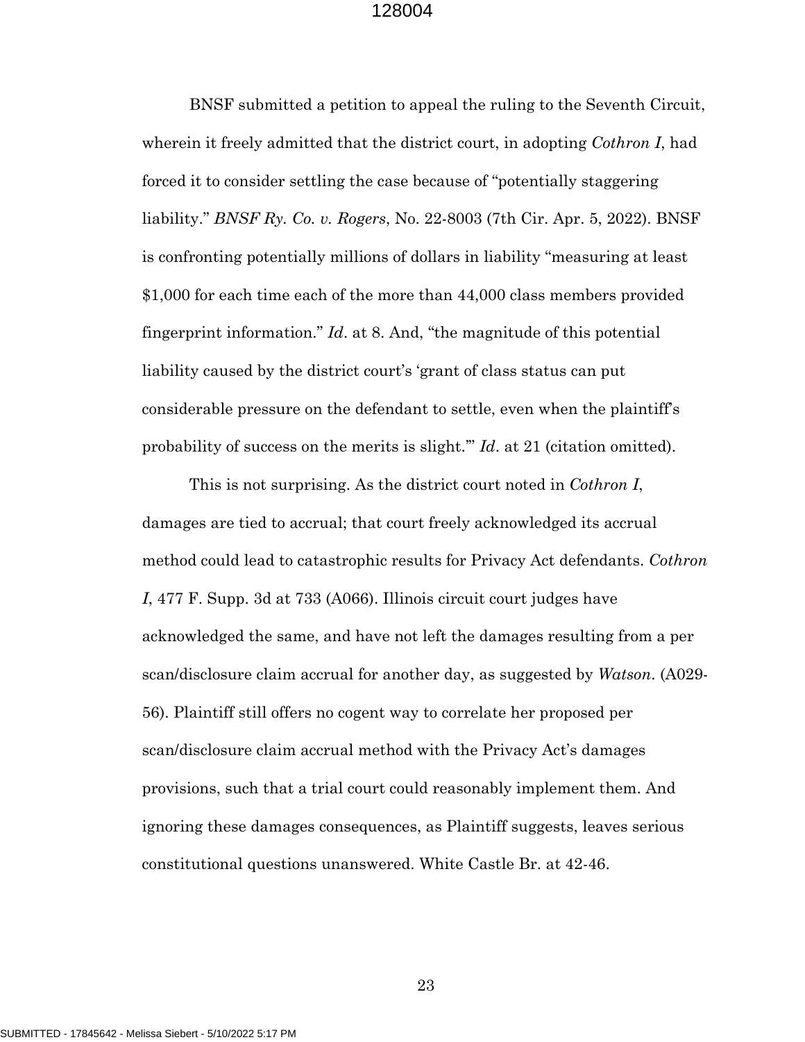BNSF submitted a petition to appeal the ruling to the Seventh Circuit, wherein it freely admitted that the district court, in adopting *Cothron I*, had forced it to consider settling the case because of "potentially staggering liability." *BNSF Ry. Co. v. Rogers*, No. 22-8003 (7th Cir. Apr. 5, 2022). BNSF is confronting potentially millions of dollars in liability "measuring at least $1,000 for each time each of the more than 44,000 class members provided fingerprint information." *Id*. at 8. And, "the magnitude of this potential liability caused by the district court's 'grant of class status can put considerable pressure on the defendant to settle, even when the plaintiff's probability of success on the merits is slight.'" *Id*. at 21 (citation omitted).

This is not surprising. As the district court noted in *Cothron I*, damages are tied to accrual; that court freely acknowledged its accrual method could lead to catastrophic results for Privacy Act defendants. *Cothron I*, 477 F. Supp. 3d at 733 (A066). Illinois circuit court judges have acknowledged the same, and have not left the damages resulting from a per scan/disclosure claim accrual for another day, as suggested by *Watson*. (A029-56). Plaintiff still offers no cogent way to correlate her proposed per scan/disclosure claim accrual method with the Privacy Act's damages provisions, such that a trial court could reasonably implement them. And ignoring these damages consequences, as Plaintiff suggests, leaves serious constitutional questions unanswered. White Castle Br. at 42-46.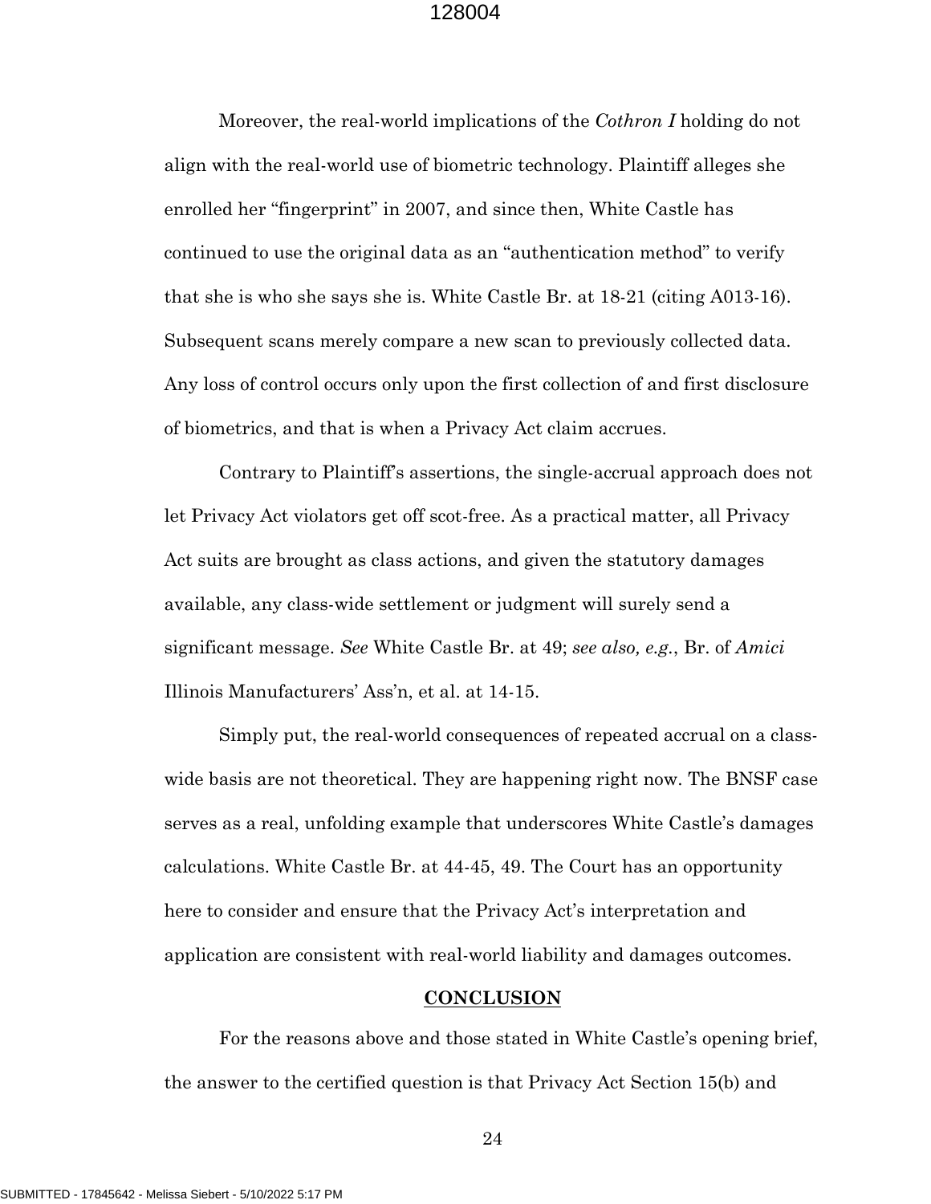Moreover, the real-world implications of the *Cothron I* holding do not align with the real-world use of biometric technology. Plaintiff alleges she enrolled her "fingerprint" in 2007, and since then, White Castle has continued to use the original data as an "authentication method" to verify that she is who she says she is. White Castle Br. at 18-21 (citing A013-16). Subsequent scans merely compare a new scan to previously collected data. Any loss of control occurs only upon the first collection of and first disclosure of biometrics, and that is when a Privacy Act claim accrues.

Contrary to Plaintiff's assertions, the single-accrual approach does not let Privacy Act violators get off scot-free. As a practical matter, all Privacy Act suits are brought as class actions, and given the statutory damages available, any class-wide settlement or judgment will surely send a significant message. *See* White Castle Br. at 49; *see also, e.g.*, Br. of *Amici* Illinois Manufacturers' Ass'n, et al. at 14-15.

Simply put, the real-world consequences of repeated accrual on a class-wide basis are not theoretical. They are happening right now. The BNSF case serves as a real, unfolding example that underscores White Castle's damages calculations. White Castle Br. at 44-45, 49. The Court has an opportunity here to consider and ensure that the Privacy Act's interpretation and application are consistent with real-world liability and damages outcomes.

## CONCLUSION

For the reasons above and those stated in White Castle's opening brief, the answer to the certified question is that Privacy Act Section 15(b) and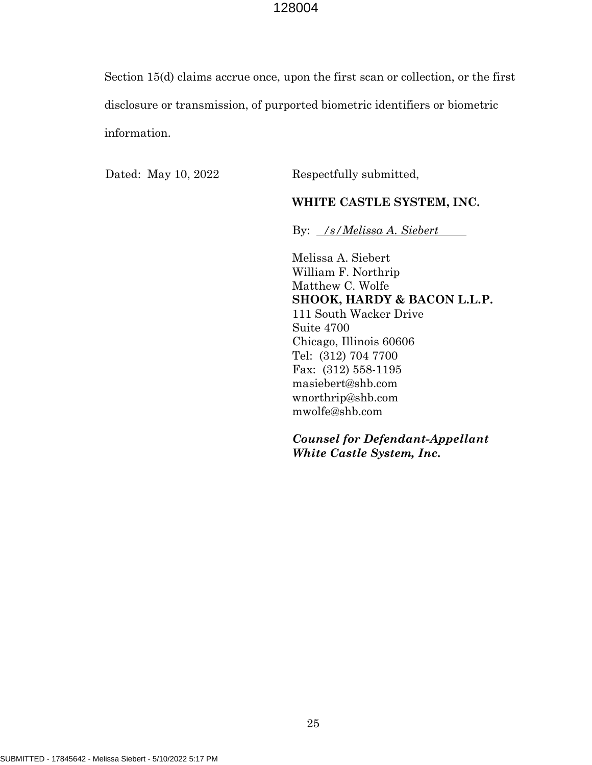Section 15(d) claims accrue once, upon the first scan or collection, or the first disclosure or transmission, of purported biometric identifiers or biometric information.

Dated: May 10, 2022

Respectfully submitted,

**WHITE CASTLE SYSTEM, INC.**

By: */s/Melissa A. Siebert*

Melissa A. Siebert
William F. Northrip
Matthew C. Wolfe
**SHOOK, HARDY & BACON L.L.P.**
111 South Wacker Drive
Suite 4700
Chicago, Illinois 60606
Tel: (312) 704 7700
Fax: (312) 558-1195
masiebert@shb.com
wnorthrip@shb.com
mwolfe@shb.com

***Counsel for Defendant-Appellant White Castle System, Inc.***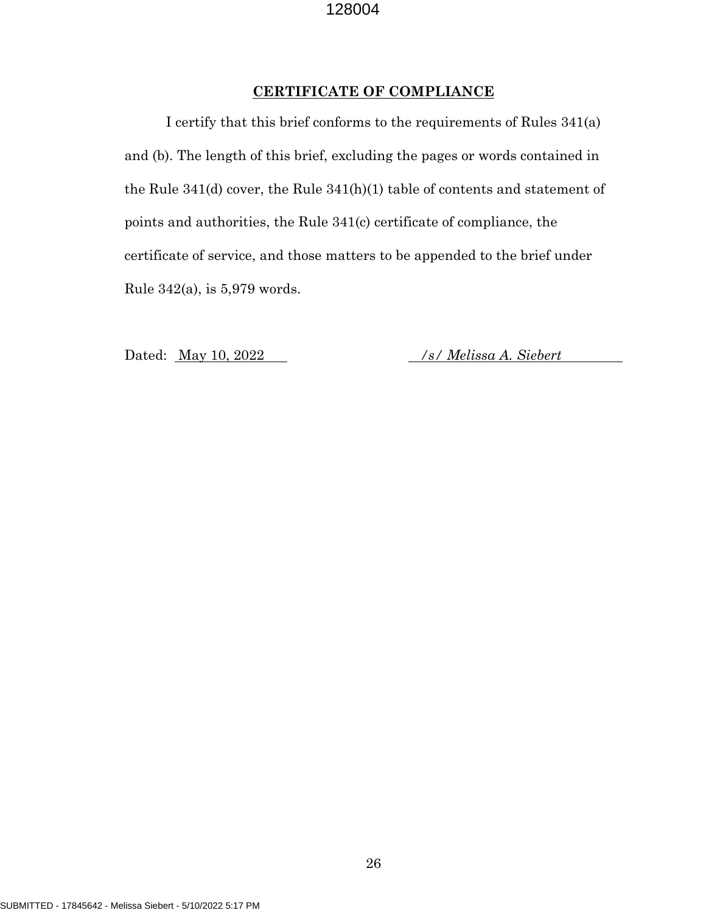## CERTIFICATE OF COMPLIANCE

I certify that this brief conforms to the requirements of Rules 341(a) and (b). The length of this brief, excluding the pages or words contained in the Rule 341(d) cover, the Rule 341(h)(1) table of contents and statement of points and authorities, the Rule 341(c) certificate of compliance, the certificate of service, and those matters to be appended to the brief under Rule 342(a), is 5,979 words.

Dated: May 10, 2022

*/s/ Melissa A. Siebert*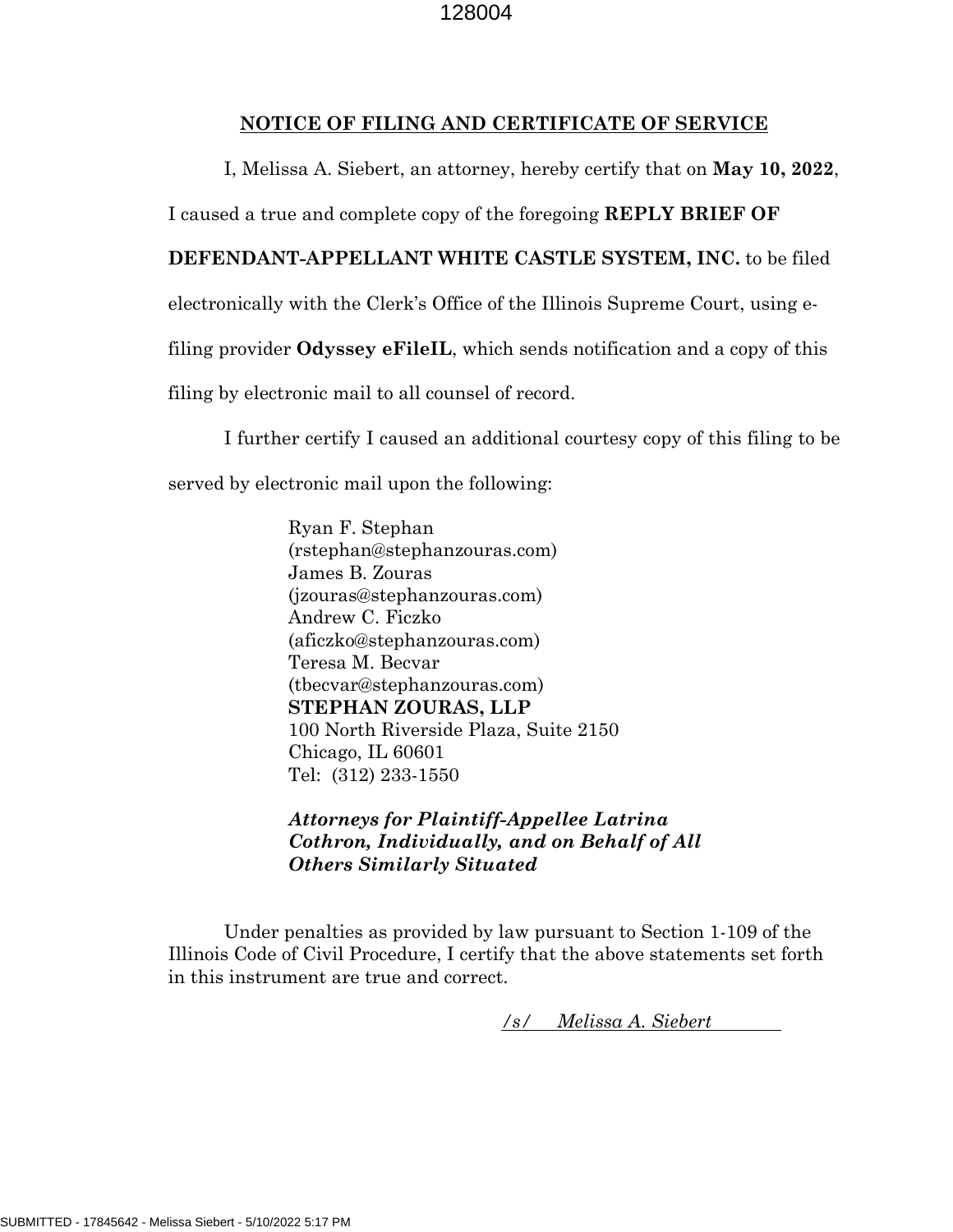**NOTICE OF FILING AND CERTIFICATE OF SERVICE**

I, Melissa A. Siebert, an attorney, hereby certify that on **May 10, 2022**, I caused a true and complete copy of the foregoing **REPLY BRIEF OF DEFENDANT-APPELLANT WHITE CASTLE SYSTEM, INC.** to be filed electronically with the Clerk's Office of the Illinois Supreme Court, using e-filing provider **Odyssey eFileIL**, which sends notification and a copy of this filing by electronic mail to all counsel of record.

I further certify I caused an additional courtesy copy of this filing to be served by electronic mail upon the following:

> Ryan F. Stephan
> (rstephan@stephanzouras.com)
> James B. Zouras
> (jzouras@stephanzouras.com)
> Andrew C. Ficzko
> (aficzko@stephanzouras.com)
> Teresa M. Becvar
> (tbecvar@stephanzouras.com)
> **STEPHAN ZOURAS, LLP**
> 100 North Riverside Plaza, Suite 2150
> Chicago, IL 60601
> Tel: (312) 233-1550
>
> ***Attorneys for Plaintiff-Appellee Latrina Cothron, Individually, and on Behalf of All Others Similarly Situated***

Under penalties as provided by law pursuant to Section 1-109 of the Illinois Code of Civil Procedure, I certify that the above statements set forth in this instrument are true and correct.

*/s/ Melissa A. Siebert*